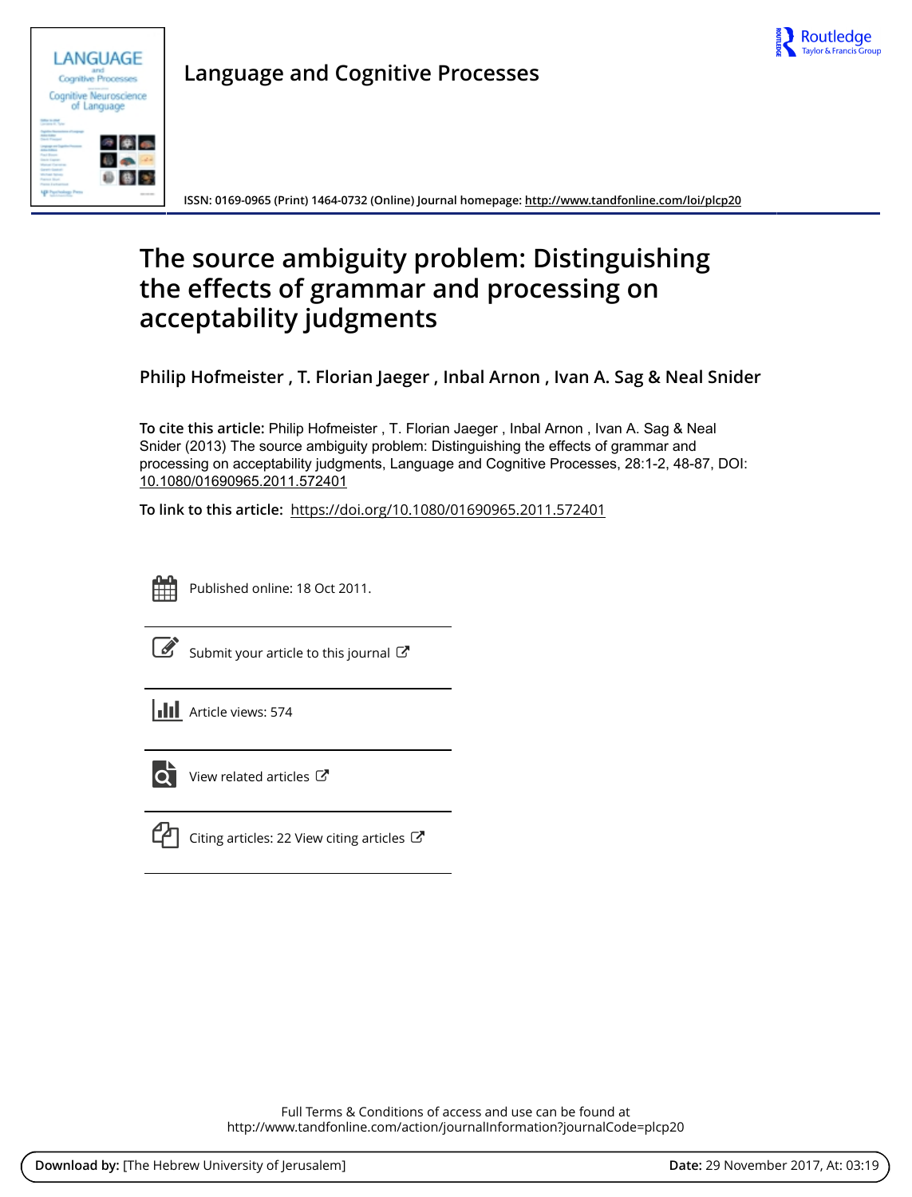# Language and Cognitive Processes

ISSN: 0169-0965 (Print) 1464-0732 (Online) Journal homepage: http://www.tandfonline.com/loi/plcp20

# The source ambiguity problem: Distinguishing the effects of grammar and processing on acceptability judgments

**Philip Hofmeister , T. Florian Jaeger , Inbal Arnon , Ivan A. Sag & Neal Snider**

**To cite this article:** Philip Hofmeister , T. Florian Jaeger , Inbal Arnon , Ivan A. Sag & Neal Snider (2013) The source ambiguity problem: Distinguishing the effects of grammar and processing on acceptability judgments, Language and Cognitive Processes, 28:1-2, 48-87, DOI: 10.1080/01690965.2011.572401

**To link to this article:** https://doi.org/10.1080/01690965.2011.572401

Published online: 18 Oct 2011.

Submit your article to this journal

Article views: 574

View related articles

Citing articles: 22 View citing articles

Full Terms & Conditions of access and use can be found at
http://www.tandfonline.com/action/journalInformation?journalCode=plcp20

**Download by:** [The Hebrew University of Jerusalem] **Date:** 29 November 2017, At: 03:19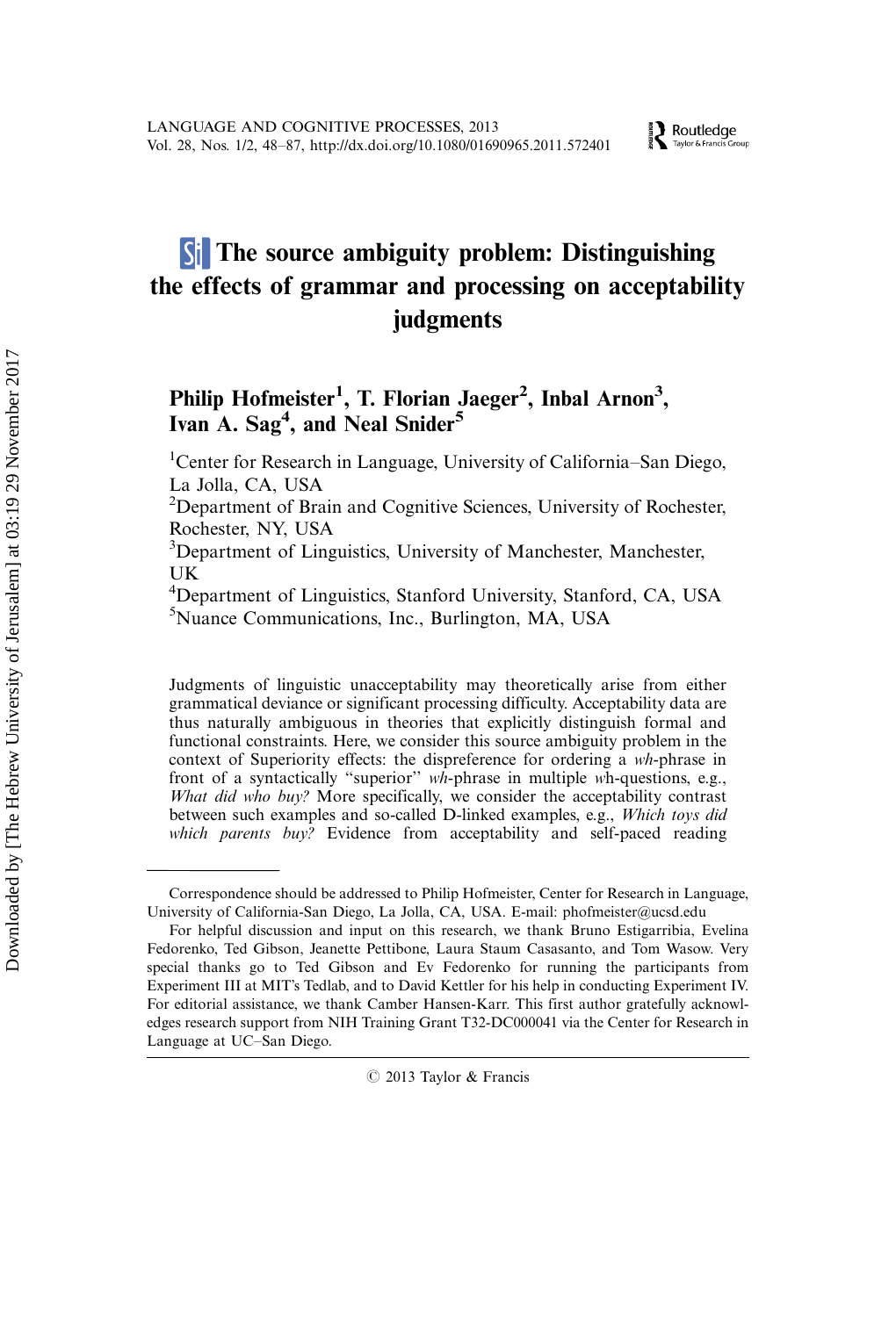# The source ambiguity problem: Distinguishing the effects of grammar and processing on acceptability judgments

**Philip Hofmeister[1], T. Florian Jaeger[2], Inbal Arnon[3], Ivan A. Sag[4], and Neal Snider[5]**

[1]Center for Research in Language, University of California–San Diego, La Jolla, CA, USA

[2]Department of Brain and Cognitive Sciences, University of Rochester, Rochester, NY, USA

[3]Department of Linguistics, University of Manchester, Manchester, UK

[4]Department of Linguistics, Stanford University, Stanford, CA, USA

[5]Nuance Communications, Inc., Burlington, MA, USA

Judgments of linguistic unacceptability may theoretically arise from either grammatical deviance or significant processing difficulty. Acceptability data are thus naturally ambiguous in theories that explicitly distinguish formal and functional constraints. Here, we consider this source ambiguity problem in the context of Superiority effects: the dispreference for ordering a *wh*-phrase in front of a syntactically "superior" *wh*-phrase in multiple *wh*-questions, e.g., *What did who buy?* More specifically, we consider the acceptability contrast between such examples and so-called D-linked examples, e.g., *Which toys did which parents buy?* Evidence from acceptability and self-paced reading

---

Correspondence should be addressed to Philip Hofmeister, Center for Research in Language, University of California-San Diego, La Jolla, CA, USA. E-mail: phofmeister@ucsd.edu

For helpful discussion and input on this research, we thank Bruno Estigarribia, Evelina Fedorenko, Ted Gibson, Jeanette Pettibone, Laura Staum Casasanto, and Tom Wasow. Very special thanks go to Ted Gibson and Ev Fedorenko for running the participants from Experiment III at MIT's Tedlab, and to David Kettler for his help in conducting Experiment IV. For editorial assistance, we thank Camber Hansen-Karr. This first author gratefully acknowledges research support from NIH Training Grant T32-DC000041 via the Center for Research in Language at UC–San Diego.

© 2013 Taylor & Francis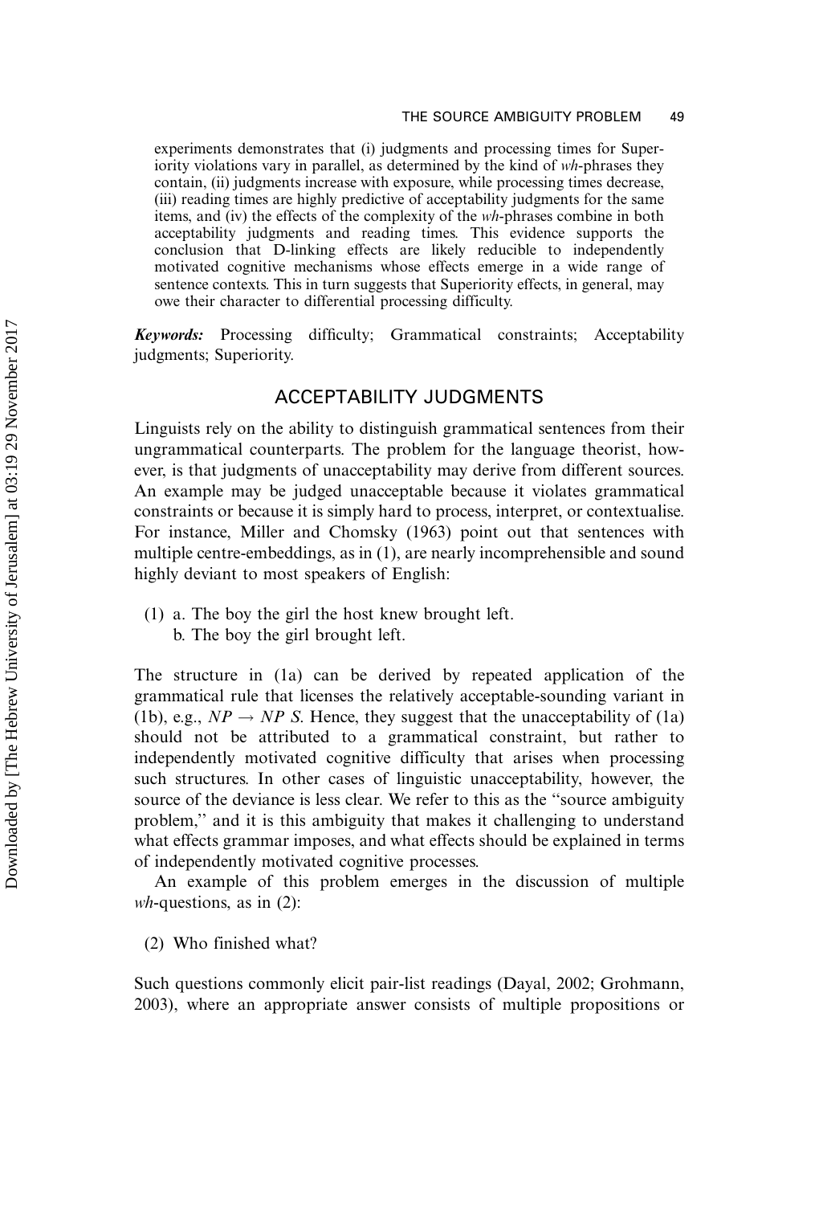experiments demonstrates that (i) judgments and processing times for Superiority violations vary in parallel, as determined by the kind of *wh*-phrases they contain, (ii) judgments increase with exposure, while processing times decrease, (iii) reading times are highly predictive of acceptability judgments for the same items, and (iv) the effects of the complexity of the *wh*-phrases combine in both acceptability judgments and reading times. This evidence supports the conclusion that D-linking effects are likely reducible to independently motivated cognitive mechanisms whose effects emerge in a wide range of sentence contexts. This in turn suggests that Superiority effects, in general, may owe their character to differential processing difficulty.

***Keywords:*** Processing difficulty; Grammatical constraints; Acceptability judgments; Superiority.

## ACCEPTABILITY JUDGMENTS

Linguists rely on the ability to distinguish grammatical sentences from their ungrammatical counterparts. The problem for the language theorist, however, is that judgments of unacceptability may derive from different sources. An example may be judged unacceptable because it violates grammatical constraints or because it is simply hard to process, interpret, or contextualise. For instance, Miller and Chomsky (1963) point out that sentences with multiple centre-embeddings, as in (1), are nearly incomprehensible and sound highly deviant to most speakers of English:

(1) a. The boy the girl the host knew brought left.
    b. The boy the girl brought left.

The structure in (1a) can be derived by repeated application of the grammatical rule that licenses the relatively acceptable-sounding variant in (1b), e.g., *NP* $\rightarrow$ *NP S*. Hence, they suggest that the unacceptability of (1a) should not be attributed to a grammatical constraint, but rather to independently motivated cognitive difficulty that arises when processing such structures. In other cases of linguistic unacceptability, however, the source of the deviance is less clear. We refer to this as the "source ambiguity problem," and it is this ambiguity that makes it challenging to understand what effects grammar imposes, and what effects should be explained in terms of independently motivated cognitive processes.

An example of this problem emerges in the discussion of multiple *wh*-questions, as in (2):

(2) Who finished what?

Such questions commonly elicit pair-list readings (Dayal, 2002; Grohmann, 2003), where an appropriate answer consists of multiple propositions or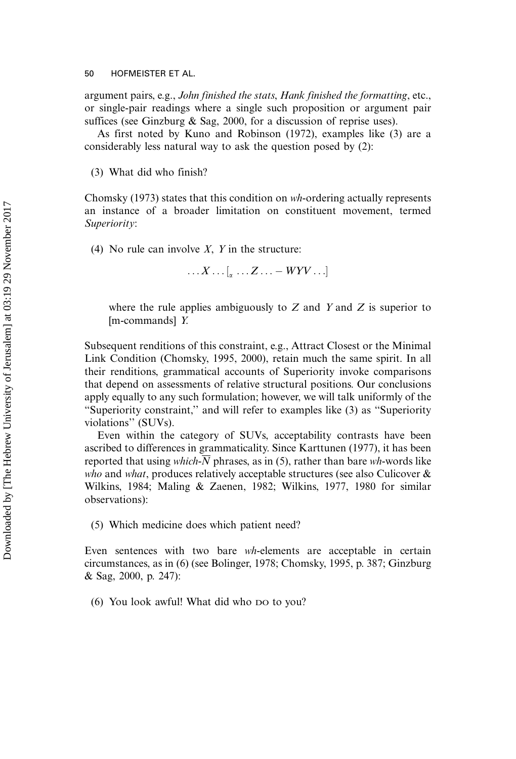argument pairs, e.g., *John finished the stats*, *Hank finished the formatting*, etc., or single-pair readings where a single such proposition or argument pair suffices (see Ginzburg & Sag, 2000, for a discussion of reprise uses).

As first noted by Kuno and Robinson (1972), examples like (3) are a considerably less natural way to ask the question posed by (2):

(3) What did who finish?

Chomsky (1973) states that this condition on *wh*-ordering actually represents an instance of a broader limitation on constituent movement, termed *Superiority*:

(4) No rule can involve $X$, $Y$ in the structure:

$$\ldots X \ldots [_{\alpha} \ldots Z \ldots - WYV \ldots]$$

where the rule applies ambiguously to $Z$ and $Y$ and $Z$ is superior to [m-commands] $Y$.

Subsequent renditions of this constraint, e.g., Attract Closest or the Minimal Link Condition (Chomsky, 1995, 2000), retain much the same spirit. In all their renditions, grammatical accounts of Superiority invoke comparisons that depend on assessments of relative structural positions. Our conclusions apply equally to any such formulation; however, we will talk uniformly of the "Superiority constraint," and will refer to examples like (3) as "Superiority violations" (SUVs).

Even within the category of SUVs, acceptability contrasts have been ascribed to differences in grammaticality. Since Karttunen (1977), it has been reported that using *which*-$\overline{N}$ phrases, as in (5), rather than bare *wh*-words like *who* and *what*, produces relatively acceptable structures (see also Culicover & Wilkins, 1984; Maling & Zaenen, 1982; Wilkins, 1977, 1980 for similar observations):

(5) Which medicine does which patient need?

Even sentences with two bare *wh*-elements are acceptable in certain circumstances, as in (6) (see Bolinger, 1978; Chomsky, 1995, p. 387; Ginzburg & Sag, 2000, p. 247):

(6) You look awful! What did who DO to you?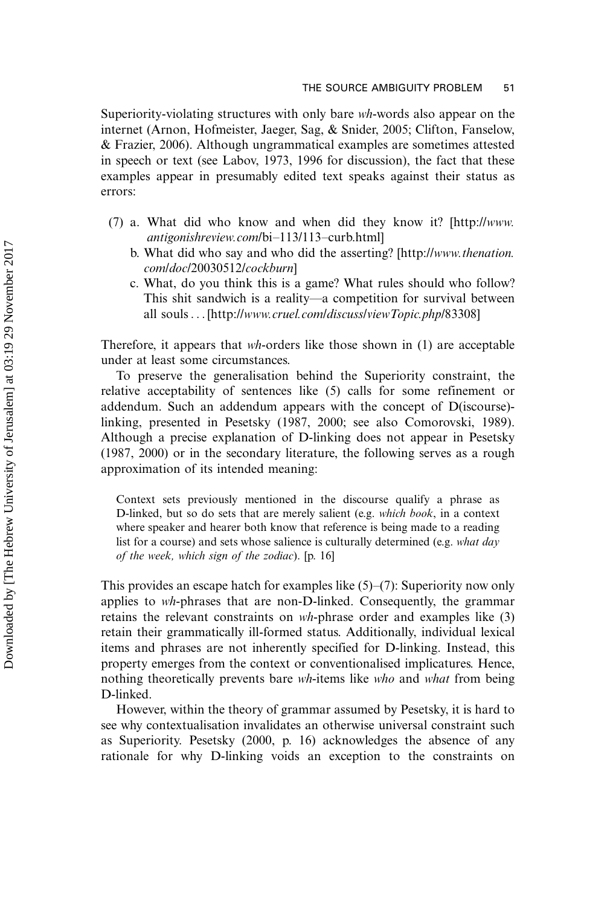Superiority-violating structures with only bare *wh*-words also appear on the internet (Arnon, Hofmeister, Jaeger, Sag, & Snider, 2005; Clifton, Fanselow, & Frazier, 2006). Although ungrammatical examples are sometimes attested in speech or text (see Labov, 1973, 1996 for discussion), the fact that these examples appear in presumably edited text speaks against their status as errors:

(7) a. What did who know and when did they know it? [http://*www.antigonishreview.com*/bi–113/113–curb.html]

b. What did who say and who did the asserting? [http://*www.thenation.com/doc*/20030512/*cockburn*]

c. What, do you think this is a game? What rules should who follow? This shit sandwich is a reality—a competition for survival between all souls . . . [http://*www.cruel.com/discuss/viewTopic.php*/83308]

Therefore, it appears that *wh*-orders like those shown in (1) are acceptable under at least some circumstances.

To preserve the generalisation behind the Superiority constraint, the relative acceptability of sentences like (5) calls for some refinement or addendum. Such an addendum appears with the concept of D(iscourse)-linking, presented in Pesetsky (1987, 2000; see also Comorovski, 1989). Although a precise explanation of D-linking does not appear in Pesetsky (1987, 2000) or in the secondary literature, the following serves as a rough approximation of its intended meaning:

> Context sets previously mentioned in the discourse qualify a phrase as D-linked, but so do sets that are merely salient (e.g. *which book*, in a context where speaker and hearer both know that reference is being made to a reading list for a course) and sets whose salience is culturally determined (e.g. *what day of the week, which sign of the zodiac*). [p. 16]

This provides an escape hatch for examples like (5)–(7): Superiority now only applies to *wh*-phrases that are non-D-linked. Consequently, the grammar retains the relevant constraints on *wh*-phrase order and examples like (3) retain their grammatically ill-formed status. Additionally, individual lexical items and phrases are not inherently specified for D-linking. Instead, this property emerges from the context or conventionalised implicatures. Hence, nothing theoretically prevents bare *wh*-items like *who* and *what* from being D-linked.

However, within the theory of grammar assumed by Pesetsky, it is hard to see why contextualisation invalidates an otherwise universal constraint such as Superiority. Pesetsky (2000, p. 16) acknowledges the absence of any rationale for why D-linking voids an exception to the constraints on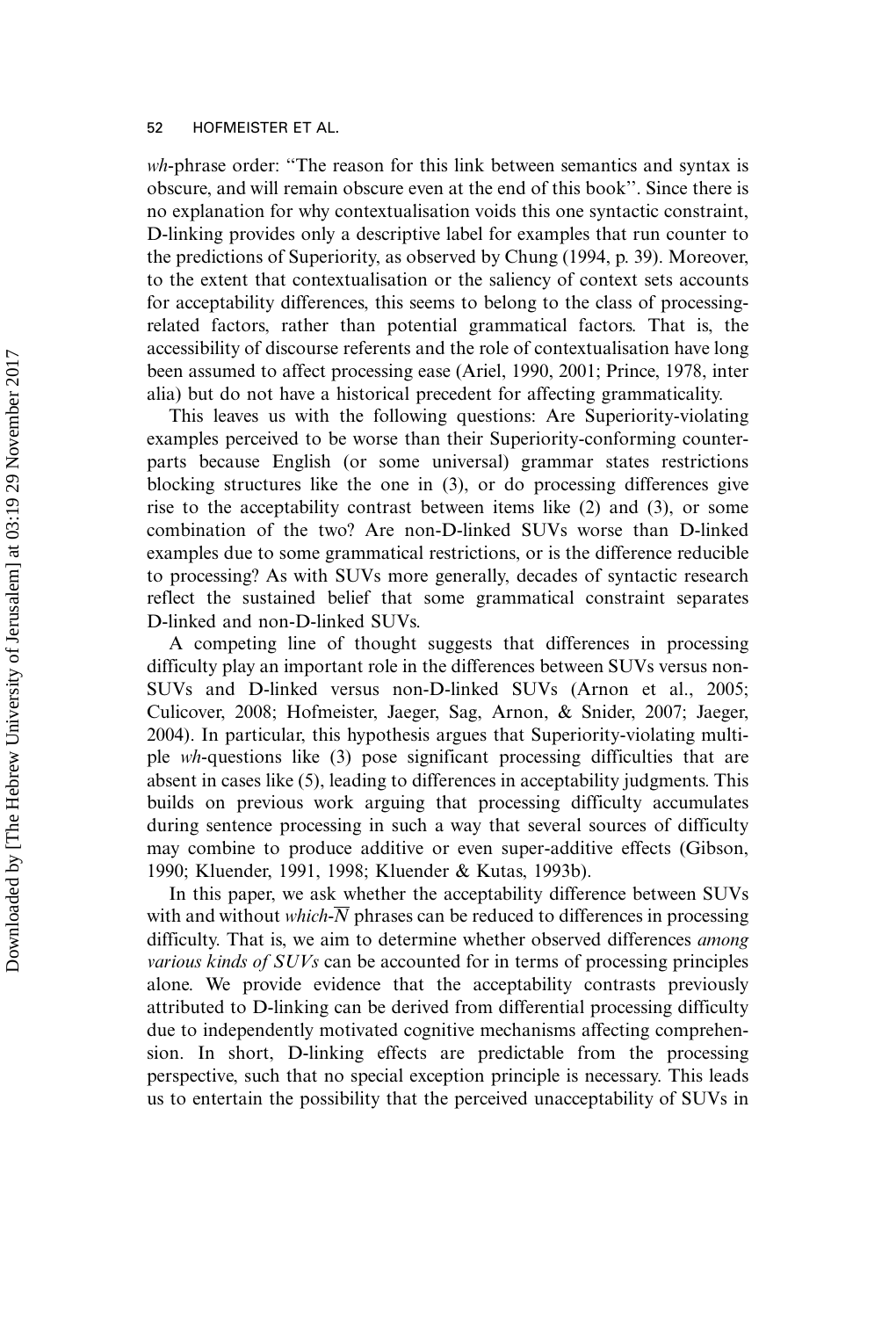*wh*-phrase order: ''The reason for this link between semantics and syntax is obscure, and will remain obscure even at the end of this book''. Since there is no explanation for why contextualisation voids this one syntactic constraint, D-linking provides only a descriptive label for examples that run counter to the predictions of Superiority, as observed by Chung (1994, p. 39). Moreover, to the extent that contextualisation or the saliency of context sets accounts for acceptability differences, this seems to belong to the class of processing-related factors, rather than potential grammatical factors. That is, the accessibility of discourse referents and the role of contextualisation have long been assumed to affect processing ease (Ariel, 1990, 2001; Prince, 1978, inter alia) but do not have a historical precedent for affecting grammaticality.

This leaves us with the following questions: Are Superiority-violating examples perceived to be worse than their Superiority-conforming counterparts because English (or some universal) grammar states restrictions blocking structures like the one in (3), or do processing differences give rise to the acceptability contrast between items like (2) and (3), or some combination of the two? Are non-D-linked SUVs worse than D-linked examples due to some grammatical restrictions, or is the difference reducible to processing? As with SUVs more generally, decades of syntactic research reflect the sustained belief that some grammatical constraint separates D-linked and non-D-linked SUVs.

A competing line of thought suggests that differences in processing difficulty play an important role in the differences between SUVs versus non-SUVs and D-linked versus non-D-linked SUVs (Arnon et al., 2005; Culicover, 2008; Hofmeister, Jaeger, Sag, Arnon, & Snider, 2007; Jaeger, 2004). In particular, this hypothesis argues that Superiority-violating multiple *wh*-questions like (3) pose significant processing difficulties that are absent in cases like (5), leading to differences in acceptability judgments. This builds on previous work arguing that processing difficulty accumulates during sentence processing in such a way that several sources of difficulty may combine to produce additive or even super-additive effects (Gibson, 1990; Kluender, 1991, 1998; Kluender & Kutas, 1993b).

In this paper, we ask whether the acceptability difference between SUVs with and without *which*-$\overline{N}$ phrases can be reduced to differences in processing difficulty. That is, we aim to determine whether observed differences *among various kinds of SUVs* can be accounted for in terms of processing principles alone. We provide evidence that the acceptability contrasts previously attributed to D-linking can be derived from differential processing difficulty due to independently motivated cognitive mechanisms affecting comprehension. In short, D-linking effects are predictable from the processing perspective, such that no special exception principle is necessary. This leads us to entertain the possibility that the perceived unacceptability of SUVs in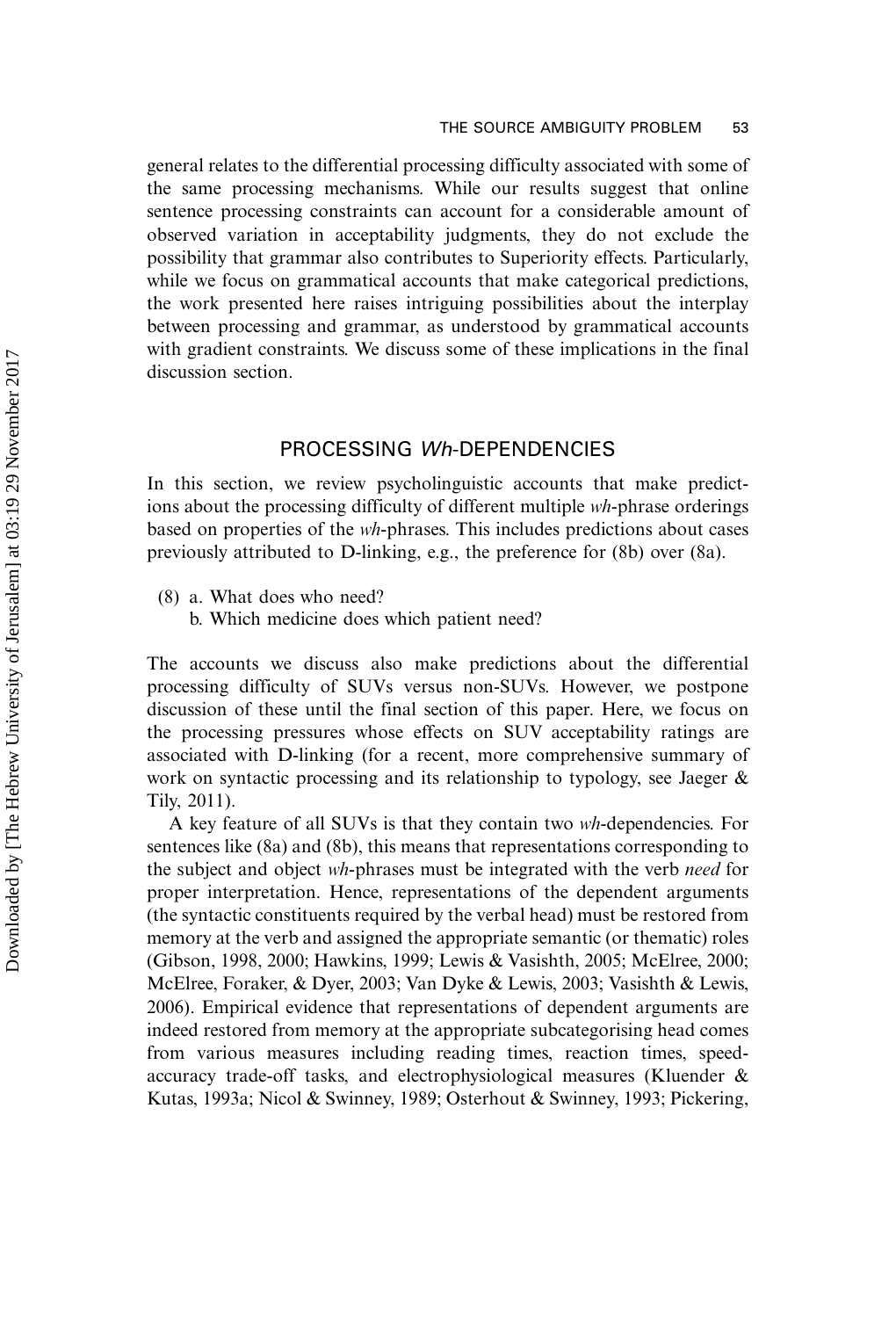general relates to the differential processing difficulty associated with some of the same processing mechanisms. While our results suggest that online sentence processing constraints can account for a considerable amount of observed variation in acceptability judgments, they do not exclude the possibility that grammar also contributes to Superiority effects. Particularly, while we focus on grammatical accounts that make categorical predictions, the work presented here raises intriguing possibilities about the interplay between processing and grammar, as understood by grammatical accounts with gradient constraints. We discuss some of these implications in the final discussion section.

## PROCESSING *Wh*-DEPENDENCIES

In this section, we review psycholinguistic accounts that make predictions about the processing difficulty of different multiple *wh*-phrase orderings based on properties of the *wh*-phrases. This includes predictions about cases previously attributed to D-linking, e.g., the preference for (8b) over (8a).

(8) a. What does who need?
    b. Which medicine does which patient need?

The accounts we discuss also make predictions about the differential processing difficulty of SUVs versus non-SUVs. However, we postpone discussion of these until the final section of this paper. Here, we focus on the processing pressures whose effects on SUV acceptability ratings are associated with D-linking (for a recent, more comprehensive summary of work on syntactic processing and its relationship to typology, see Jaeger & Tily, 2011).

A key feature of all SUVs is that they contain two *wh*-dependencies. For sentences like (8a) and (8b), this means that representations corresponding to the subject and object *wh*-phrases must be integrated with the verb *need* for proper interpretation. Hence, representations of the dependent arguments (the syntactic constituents required by the verbal head) must be restored from memory at the verb and assigned the appropriate semantic (or thematic) roles (Gibson, 1998, 2000; Hawkins, 1999; Lewis & Vasishth, 2005; McElree, 2000; McElree, Foraker, & Dyer, 2003; Van Dyke & Lewis, 2003; Vasishth & Lewis, 2006). Empirical evidence that representations of dependent arguments are indeed restored from memory at the appropriate subcategorising head comes from various measures including reading times, reaction times, speed-accuracy trade-off tasks, and electrophysiological measures (Kluender & Kutas, 1993a; Nicol & Swinney, 1989; Osterhout & Swinney, 1993; Pickering,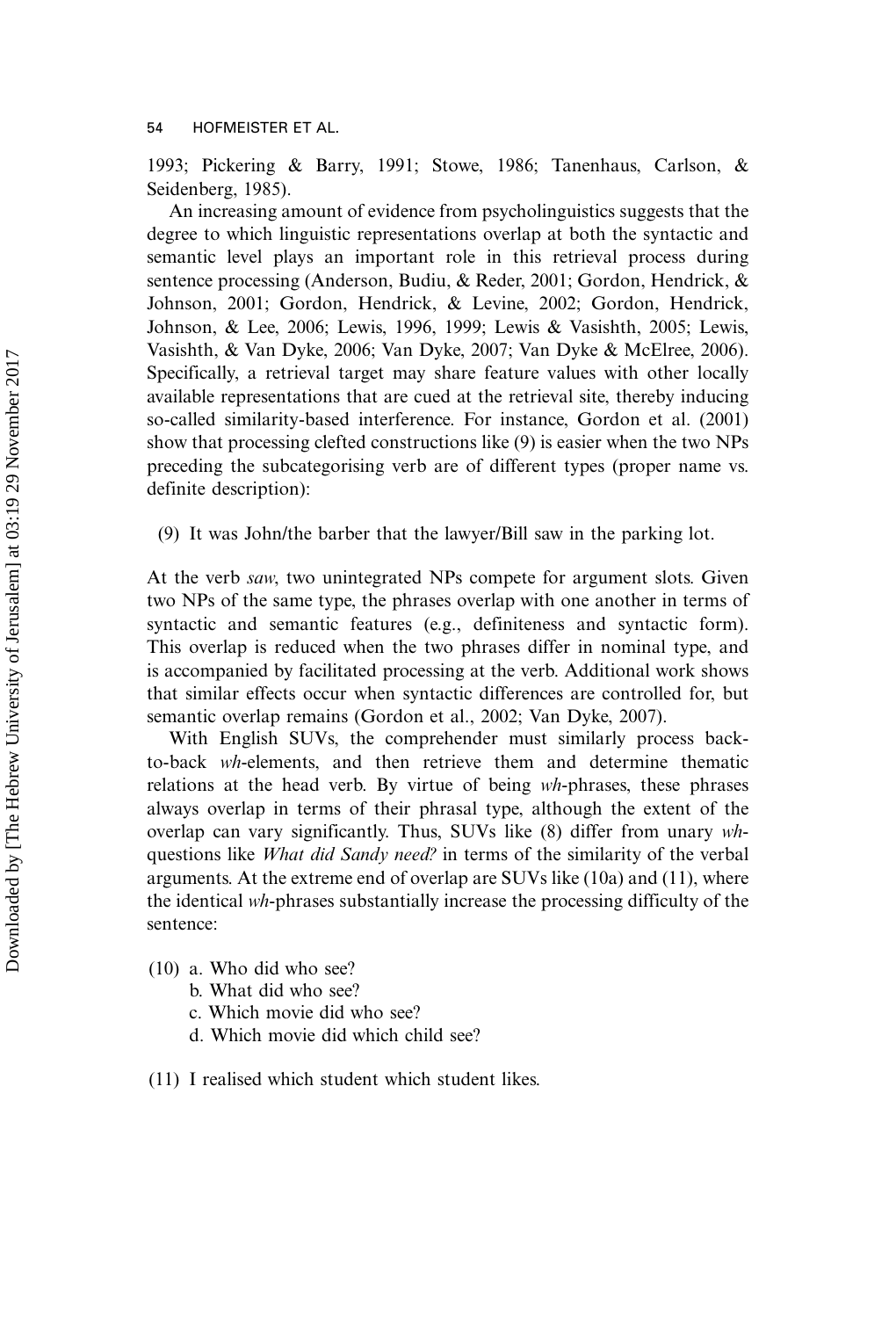1993; Pickering & Barry, 1991; Stowe, 1986; Tanenhaus, Carlson, & Seidenberg, 1985).

An increasing amount of evidence from psycholinguistics suggests that the degree to which linguistic representations overlap at both the syntactic and semantic level plays an important role in this retrieval process during sentence processing (Anderson, Budiu, & Reder, 2001; Gordon, Hendrick, & Johnson, 2001; Gordon, Hendrick, & Levine, 2002; Gordon, Hendrick, Johnson, & Lee, 2006; Lewis, 1996, 1999; Lewis & Vasishth, 2005; Lewis, Vasishth, & Van Dyke, 2006; Van Dyke, 2007; Van Dyke & McElree, 2006). Specifically, a retrieval target may share feature values with other locally available representations that are cued at the retrieval site, thereby inducing so-called similarity-based interference. For instance, Gordon et al. (2001) show that processing clefted constructions like (9) is easier when the two NPs preceding the subcategorising verb are of different types (proper name vs. definite description):

(9) It was John/the barber that the lawyer/Bill saw in the parking lot.

At the verb *saw*, two unintegrated NPs compete for argument slots. Given two NPs of the same type, the phrases overlap with one another in terms of syntactic and semantic features (e.g., definiteness and syntactic form). This overlap is reduced when the two phrases differ in nominal type, and is accompanied by facilitated processing at the verb. Additional work shows that similar effects occur when syntactic differences are controlled for, but semantic overlap remains (Gordon et al., 2002; Van Dyke, 2007).

With English SUVs, the comprehender must similarly process back-to-back *wh*-elements, and then retrieve them and determine thematic relations at the head verb. By virtue of being *wh*-phrases, these phrases always overlap in terms of their phrasal type, although the extent of the overlap can vary significantly. Thus, SUVs like (8) differ from unary *wh*-questions like *What did Sandy need?* in terms of the similarity of the verbal arguments. At the extreme end of overlap are SUVs like (10a) and (11), where the identical *wh*-phrases substantially increase the processing difficulty of the sentence:

(10) a. Who did who see?
b. What did who see?
c. Which movie did who see?
d. Which movie did which child see?

(11) I realised which student which student likes.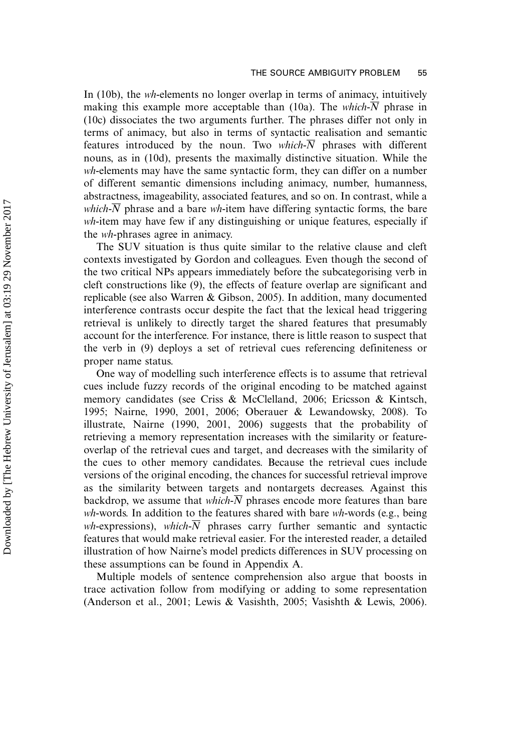In (10b), the *wh*-elements no longer overlap in terms of animacy, intuitively making this example more acceptable than (10a). The *which*-$\overline{N}$ phrase in (10c) dissociates the two arguments further. The phrases differ not only in terms of animacy, but also in terms of syntactic realisation and semantic features introduced by the noun. Two *which*-$\overline{N}$ phrases with different nouns, as in (10d), presents the maximally distinctive situation. While the *wh*-elements may have the same syntactic form, they can differ on a number of different semantic dimensions including animacy, number, humanness, abstractness, imageability, associated features, and so on. In contrast, while a *which*-$\overline{N}$ phrase and a bare *wh*-item have differing syntactic forms, the bare *wh*-item may have few if any distinguishing or unique features, especially if the *wh*-phrases agree in animacy.

The SUV situation is thus quite similar to the relative clause and cleft contexts investigated by Gordon and colleagues. Even though the second of the two critical NPs appears immediately before the subcategorising verb in cleft constructions like (9), the effects of feature overlap are significant and replicable (see also Warren & Gibson, 2005). In addition, many documented interference contrasts occur despite the fact that the lexical head triggering retrieval is unlikely to directly target the shared features that presumably account for the interference. For instance, there is little reason to suspect that the verb in (9) deploys a set of retrieval cues referencing definiteness or proper name status.

One way of modelling such interference effects is to assume that retrieval cues include fuzzy records of the original encoding to be matched against memory candidates (see Criss & McClelland, 2006; Ericsson & Kintsch, 1995; Nairne, 1990, 2001, 2006; Oberauer & Lewandowsky, 2008). To illustrate, Nairne (1990, 2001, 2006) suggests that the probability of retrieving a memory representation increases with the similarity or feature-overlap of the retrieval cues and target, and decreases with the similarity of the cues to other memory candidates. Because the retrieval cues include versions of the original encoding, the chances for successful retrieval improve as the similarity between targets and nontargets decreases. Against this backdrop, we assume that *which*-$\overline{N}$ phrases encode more features than bare *wh*-words. In addition to the features shared with bare *wh*-words (e.g., being *wh*-expressions), *which*-$\overline{N}$ phrases carry further semantic and syntactic features that would make retrieval easier. For the interested reader, a detailed illustration of how Nairne's model predicts differences in SUV processing on these assumptions can be found in Appendix A.

Multiple models of sentence comprehension also argue that boosts in trace activation follow from modifying or adding to some representation (Anderson et al., 2001; Lewis & Vasishth, 2005; Vasishth & Lewis, 2006).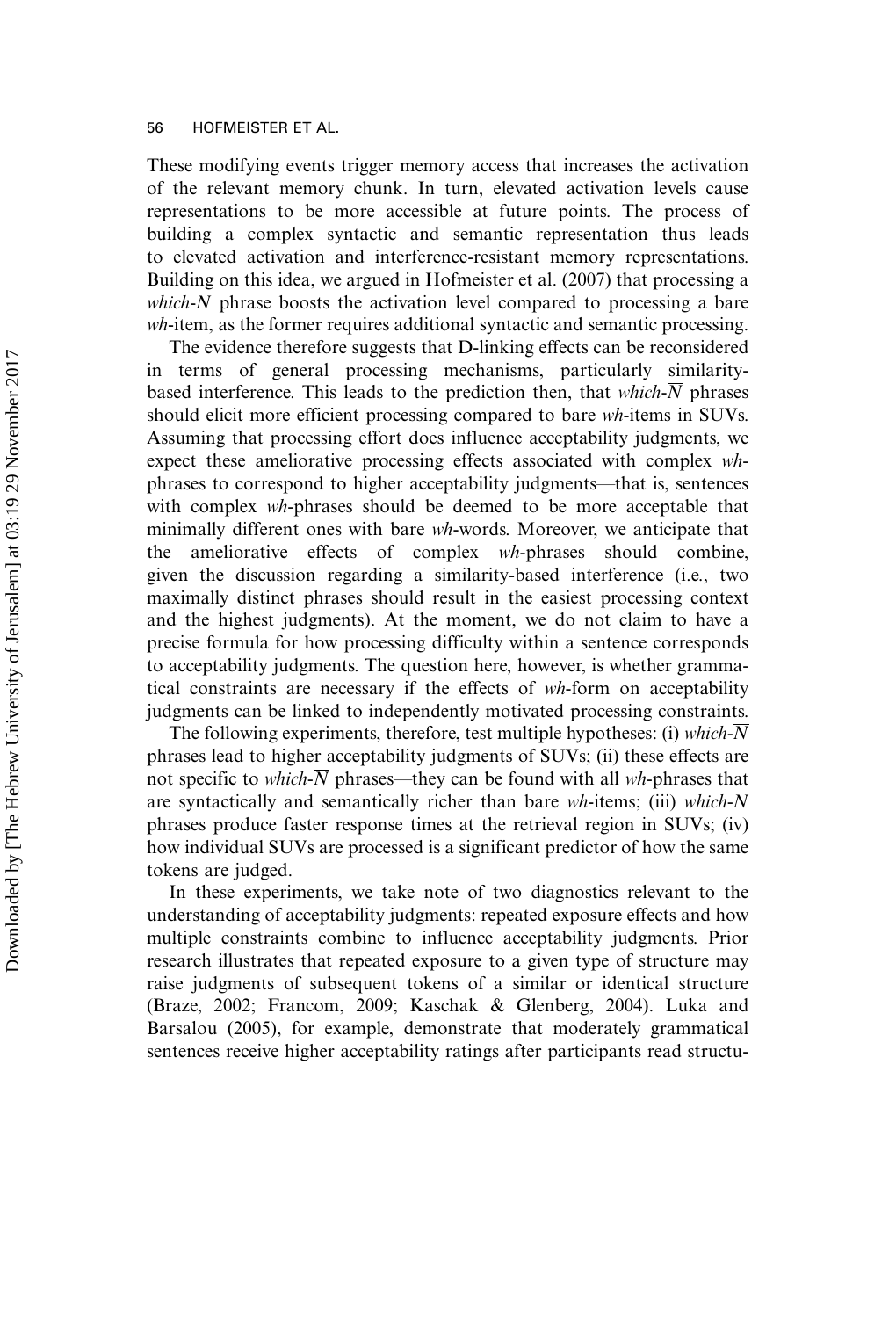These modifying events trigger memory access that increases the activation of the relevant memory chunk. In turn, elevated activation levels cause representations to be more accessible at future points. The process of building a complex syntactic and semantic representation thus leads to elevated activation and interference-resistant memory representations. Building on this idea, we argued in Hofmeister et al. (2007) that processing a *which*-$\overline{N}$ phrase boosts the activation level compared to processing a bare *wh*-item, as the former requires additional syntactic and semantic processing.

The evidence therefore suggests that D-linking effects can be reconsidered in terms of general processing mechanisms, particularly similarity-based interference. This leads to the prediction then, that *which*-$\overline{N}$ phrases should elicit more efficient processing compared to bare *wh*-items in SUVs. Assuming that processing effort does influence acceptability judgments, we expect these ameliorative processing effects associated with complex *wh*-phrases to correspond to higher acceptability judgments—that is, sentences with complex *wh*-phrases should be deemed to be more acceptable that minimally different ones with bare *wh*-words. Moreover, we anticipate that the ameliorative effects of complex *wh*-phrases should combine, given the discussion regarding a similarity-based interference (i.e., two maximally distinct phrases should result in the easiest processing context and the highest judgments). At the moment, we do not claim to have a precise formula for how processing difficulty within a sentence corresponds to acceptability judgments. The question here, however, is whether grammatical constraints are necessary if the effects of *wh*-form on acceptability judgments can be linked to independently motivated processing constraints.

The following experiments, therefore, test multiple hypotheses: (i) *which*-$\overline{N}$ phrases lead to higher acceptability judgments of SUVs; (ii) these effects are not specific to *which*-$\overline{N}$ phrases—they can be found with all *wh*-phrases that are syntactically and semantically richer than bare *wh*-items; (iii) *which*-$\overline{N}$ phrases produce faster response times at the retrieval region in SUVs; (iv) how individual SUVs are processed is a significant predictor of how the same tokens are judged.

In these experiments, we take note of two diagnostics relevant to the understanding of acceptability judgments: repeated exposure effects and how multiple constraints combine to influence acceptability judgments. Prior research illustrates that repeated exposure to a given type of structure may raise judgments of subsequent tokens of a similar or identical structure (Braze, 2002; Francom, 2009; Kaschak & Glenberg, 2004). Luka and Barsalou (2005), for example, demonstrate that moderately grammatical sentences receive higher acceptability ratings after participants read structu-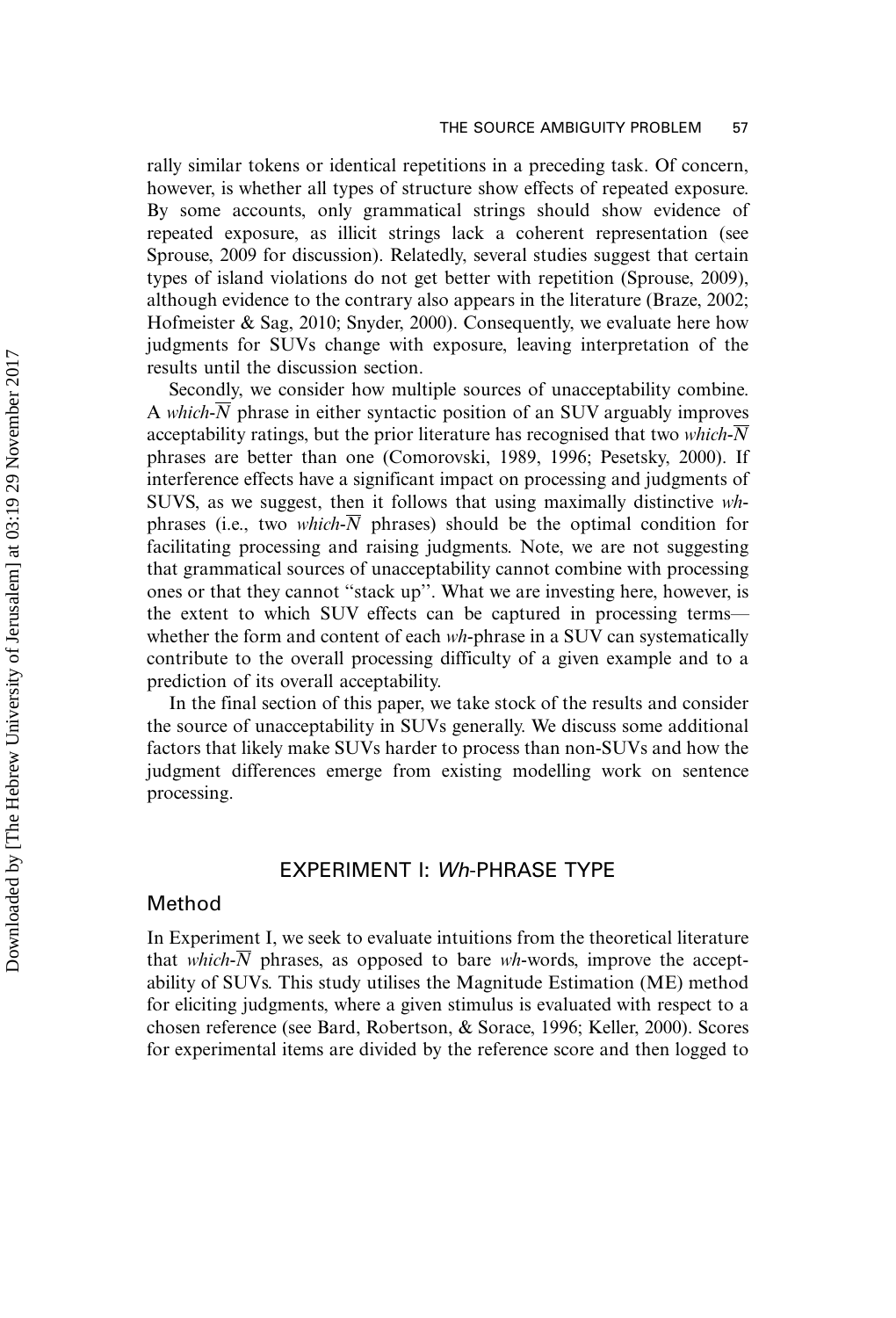rally similar tokens or identical repetitions in a preceding task. Of concern, however, is whether all types of structure show effects of repeated exposure. By some accounts, only grammatical strings should show evidence of repeated exposure, as illicit strings lack a coherent representation (see Sprouse, 2009 for discussion). Relatedly, several studies suggest that certain types of island violations do not get better with repetition (Sprouse, 2009), although evidence to the contrary also appears in the literature (Braze, 2002; Hofmeister & Sag, 2010; Snyder, 2000). Consequently, we evaluate here how judgments for SUVs change with exposure, leaving interpretation of the results until the discussion section.

Secondly, we consider how multiple sources of unacceptability combine. A *which*-$\overline{N}$ phrase in either syntactic position of an SUV arguably improves acceptability ratings, but the prior literature has recognised that two *which*-$\overline{N}$ phrases are better than one (Comorovski, 1989, 1996; Pesetsky, 2000). If interference effects have a significant impact on processing and judgments of SUVS, as we suggest, then it follows that using maximally distinctive *wh*-phrases (i.e., two *which*-$\overline{N}$ phrases) should be the optimal condition for facilitating processing and raising judgments. Note, we are not suggesting that grammatical sources of unacceptability cannot combine with processing ones or that they cannot "stack up". What we are investing here, however, is the extent to which SUV effects can be captured in processing terms—whether the form and content of each *wh*-phrase in a SUV can systematically contribute to the overall processing difficulty of a given example and to a prediction of its overall acceptability.

In the final section of this paper, we take stock of the results and consider the source of unacceptability in SUVs generally. We discuss some additional factors that likely make SUVs harder to process than non-SUVs and how the judgment differences emerge from existing modelling work on sentence processing.

## EXPERIMENT I: *Wh*-PHRASE TYPE

### Method

In Experiment I, we seek to evaluate intuitions from the theoretical literature that *which*-$\overline{N}$ phrases, as opposed to bare *wh*-words, improve the acceptability of SUVs. This study utilises the Magnitude Estimation (ME) method for eliciting judgments, where a given stimulus is evaluated with respect to a chosen reference (see Bard, Robertson, & Sorace, 1996; Keller, 2000). Scores for experimental items are divided by the reference score and then logged to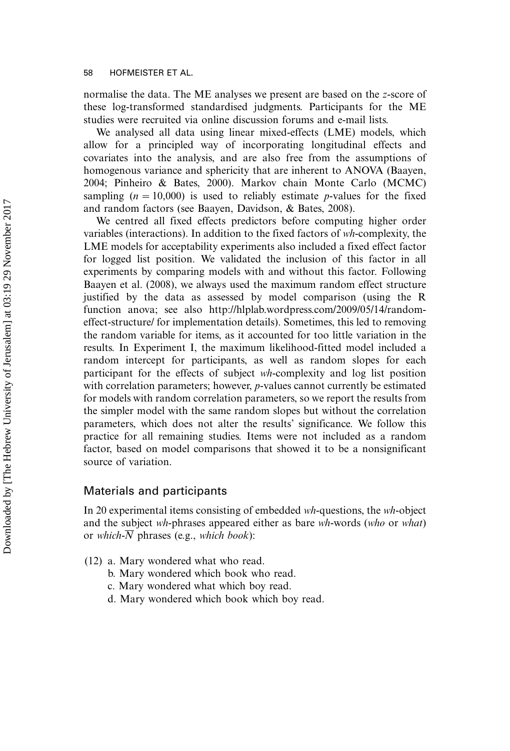normalise the data. The ME analyses we present are based on the *z*-score of these log-transformed standardised judgments. Participants for the ME studies were recruited via online discussion forums and e-mail lists.

We analysed all data using linear mixed-effects (LME) models, which allow for a principled way of incorporating longitudinal effects and covariates into the analysis, and are also free from the assumptions of homogenous variance and sphericity that are inherent to ANOVA (Baayen, 2004; Pinheiro & Bates, 2000). Markov chain Monte Carlo (MCMC) sampling ($n = 10{,}000$) is used to reliably estimate *p*-values for the fixed and random factors (see Baayen, Davidson, & Bates, 2008).

We centred all fixed effects predictors before computing higher order variables (interactions). In addition to the fixed factors of *wh*-complexity, the LME models for acceptability experiments also included a fixed effect factor for logged list position. We validated the inclusion of this factor in all experiments by comparing models with and without this factor. Following Baayen et al. (2008), we always used the maximum random effect structure justified by the data as assessed by model comparison (using the R function anova; see also http://hlplab.wordpress.com/2009/05/14/random-effect-structure/ for implementation details). Sometimes, this led to removing the random variable for items, as it accounted for too little variation in the results. In Experiment I, the maximum likelihood-fitted model included a random intercept for participants, as well as random slopes for each participant for the effects of subject *wh*-complexity and log list position with correlation parameters; however, *p*-values cannot currently be estimated for models with random correlation parameters, so we report the results from the simpler model with the same random slopes but without the correlation parameters, which does not alter the results' significance. We follow this practice for all remaining studies. Items were not included as a random factor, based on model comparisons that showed it to be a nonsignificant source of variation.

## Materials and participants

In 20 experimental items consisting of embedded *wh*-questions, the *wh*-object and the subject *wh*-phrases appeared either as bare *wh*-words (*who* or *what*) or *which*-$\overline{N}$ phrases (e.g., *which book*):

(12) a. Mary wondered what who read.
  b. Mary wondered which book who read.
  c. Mary wondered what which boy read.
  d. Mary wondered which book which boy read.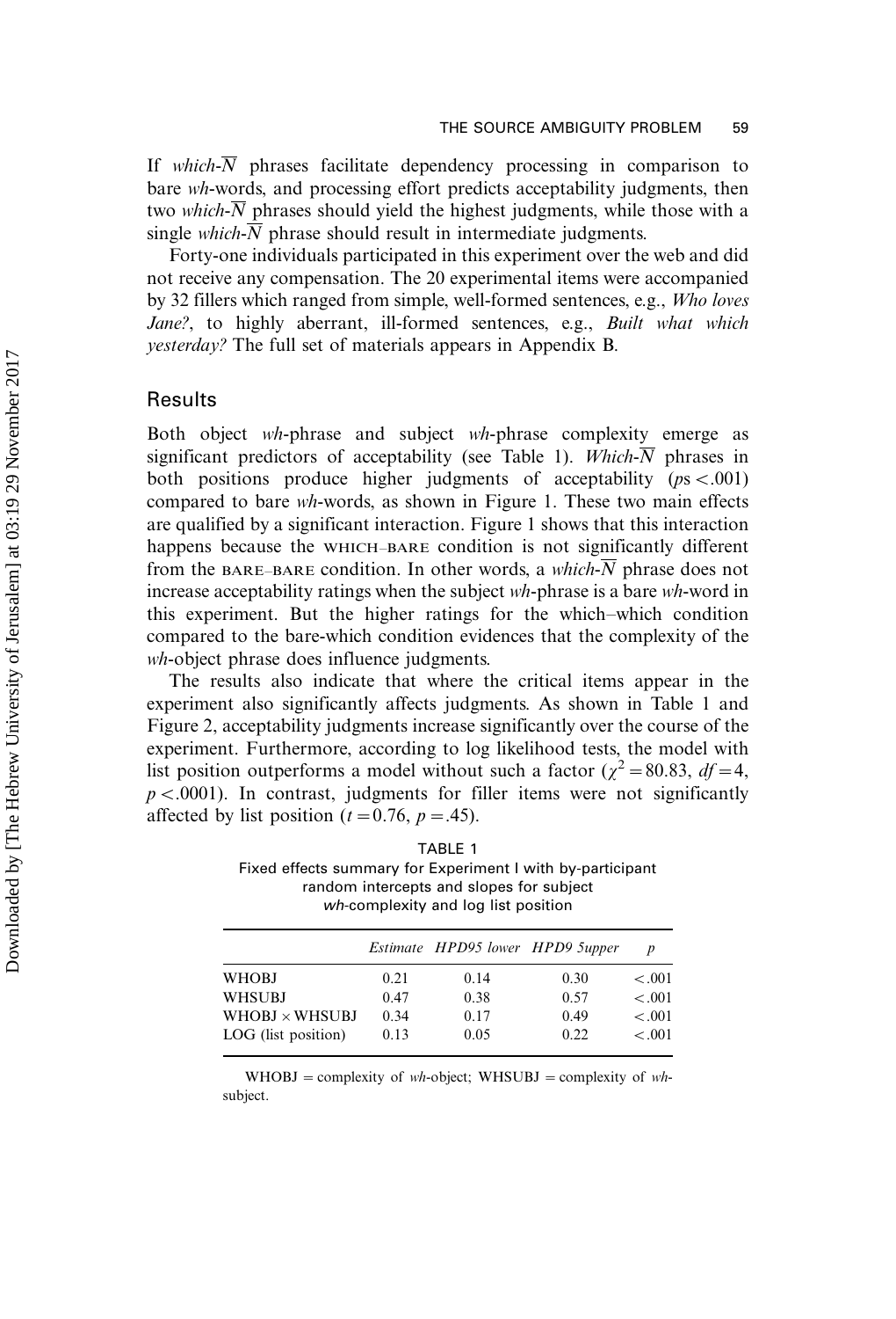If *which*-$\overline{N}$ phrases facilitate dependency processing in comparison to bare *wh*-words, and processing effort predicts acceptability judgments, then two *which*-$\overline{N}$ phrases should yield the highest judgments, while those with a single *which*-$\overline{N}$ phrase should result in intermediate judgments.

Forty-one individuals participated in this experiment over the web and did not receive any compensation. The 20 experimental items were accompanied by 32 fillers which ranged from simple, well-formed sentences, e.g., *Who loves Jane?*, to highly aberrant, ill-formed sentences, e.g., *Built what which yesterday?* The full set of materials appears in Appendix B.

## Results

Both object *wh*-phrase and subject *wh*-phrase complexity emerge as significant predictors of acceptability (see Table 1). *Which*-$\overline{N}$ phrases in both positions produce higher judgments of acceptability ($p$s $<$.001) compared to bare *wh*-words, as shown in Figure 1. These two main effects are qualified by a significant interaction. Figure 1 shows that this interaction happens because the WHICH–BARE condition is not significantly different from the BARE–BARE condition. In other words, a *which*-$\overline{N}$ phrase does not increase acceptability ratings when the subject *wh*-phrase is a bare *wh*-word in this experiment. But the higher ratings for the which–which condition compared to the bare-which condition evidences that the complexity of the *wh*-object phrase does influence judgments.

The results also indicate that where the critical items appear in the experiment also significantly affects judgments. As shown in Table 1 and Figure 2, acceptability judgments increase significantly over the course of the experiment. Furthermore, according to log likelihood tests, the model with list position outperforms a model without such a factor ($\chi^2 = 80.83$, $df = 4$, $p < .0001$). In contrast, judgments for filler items were not significantly affected by list position ($t = 0.76$, $p = .45$).

TABLE 1
Fixed effects summary for Experiment I with by-participant random intercepts and slopes for subject *wh*-complexity and log list position

| | *Estimate* | *HPD95 lower* | *HPD9 5upper* | *p* |
|---|---|---|---|---|
| WHOBJ | 0.21 | 0.14 | 0.30 | <.001 |
| WHSUBJ | 0.47 | 0.38 | 0.57 | <.001 |
| WHOBJ × WHSUBJ | 0.34 | 0.17 | 0.49 | <.001 |
| LOG (list position) | 0.13 | 0.05 | 0.22 | <.001 |

WHOBJ = complexity of *wh*-object; WHSUBJ = complexity of *wh*-subject.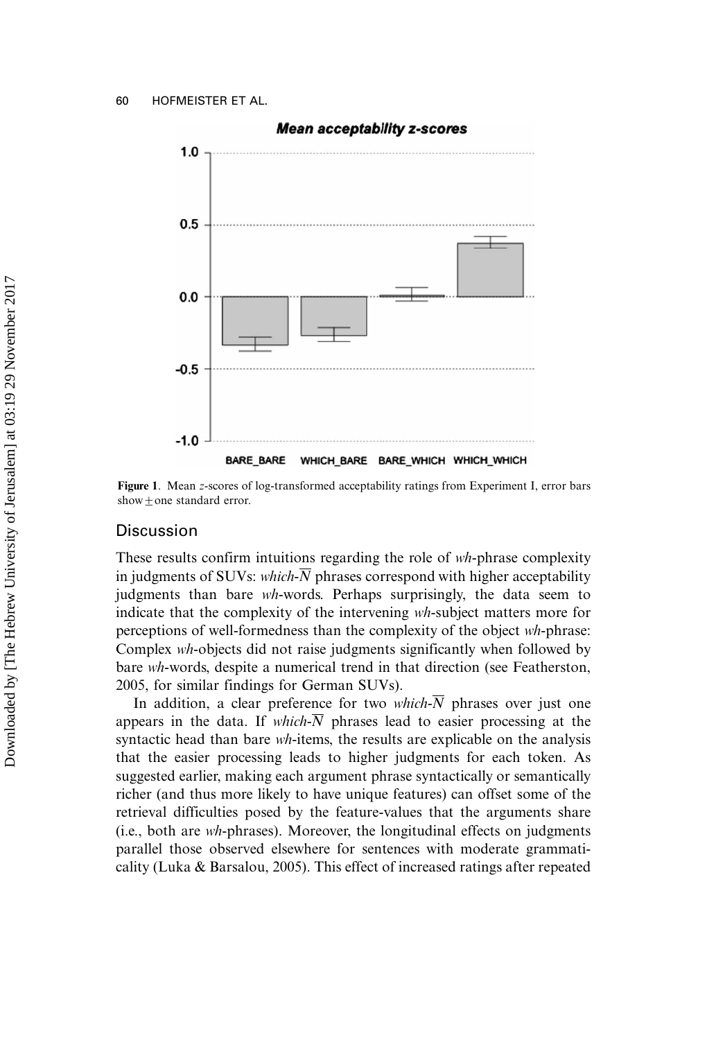**Figure 1**. Mean $z$-scores of log-transformed acceptability ratings from Experiment I, error bars show $\pm$ one standard error.

## Discussion

These results confirm intuitions regarding the role of *wh*-phrase complexity in judgments of SUVs: *which*-$\overline{N}$ phrases correspond with higher acceptability judgments than bare *wh*-words. Perhaps surprisingly, the data seem to indicate that the complexity of the intervening *wh*-subject matters more for perceptions of well-formedness than the complexity of the object *wh*-phrase: Complex *wh*-objects did not raise judgments significantly when followed by bare *wh*-words, despite a numerical trend in that direction (see Featherston, 2005, for similar findings for German SUVs).

In addition, a clear preference for two *which*-$\overline{N}$ phrases over just one appears in the data. If *which*-$\overline{N}$ phrases lead to easier processing at the syntactic head than bare *wh*-items, the results are explicable on the analysis that the easier processing leads to higher judgments for each token. As suggested earlier, making each argument phrase syntactically or semantically richer (and thus more likely to have unique features) can offset some of the retrieval difficulties posed by the feature-values that the arguments share (i.e., both are *wh*-phrases). Moreover, the longitudinal effects on judgments parallel those observed elsewhere for sentences with moderate grammaticality (Luka & Barsalou, 2005). This effect of increased ratings after repeated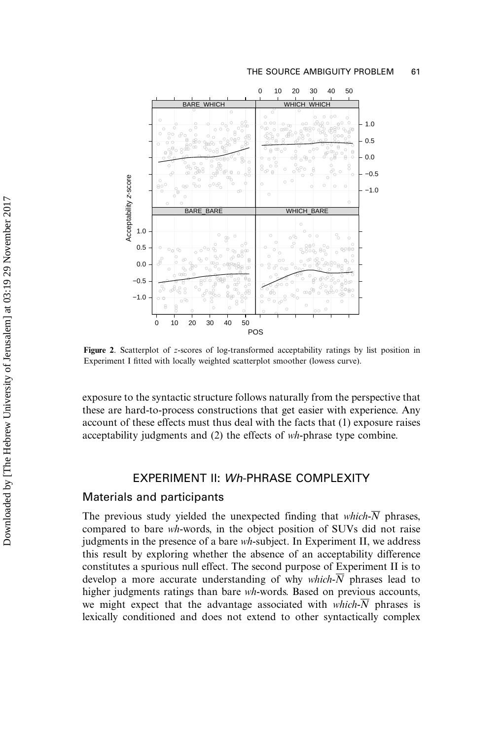**Figure 2**. Scatterplot of $z$-scores of log-transformed acceptability ratings by list position in Experiment I fitted with locally weighted scatterplot smoother (lowess curve).

exposure to the syntactic structure follows naturally from the perspective that these are hard-to-process constructions that get easier with experience. Any account of these effects must thus deal with the facts that (1) exposure raises acceptability judgments and (2) the effects of *wh*-phrase type combine.

## EXPERIMENT II: *Wh*-PHRASE COMPLEXITY

### Materials and participants

The previous study yielded the unexpected finding that *which*-$\overline{N}$ phrases, compared to bare *wh*-words, in the object position of SUVs did not raise judgments in the presence of a bare *wh*-subject. In Experiment II, we address this result by exploring whether the absence of an acceptability difference constitutes a spurious null effect. The second purpose of Experiment II is to develop a more accurate understanding of why *which*-$\overline{N}$ phrases lead to higher judgments ratings than bare *wh*-words. Based on previous accounts, we might expect that the advantage associated with *which*-$\overline{N}$ phrases is lexically conditioned and does not extend to other syntactically complex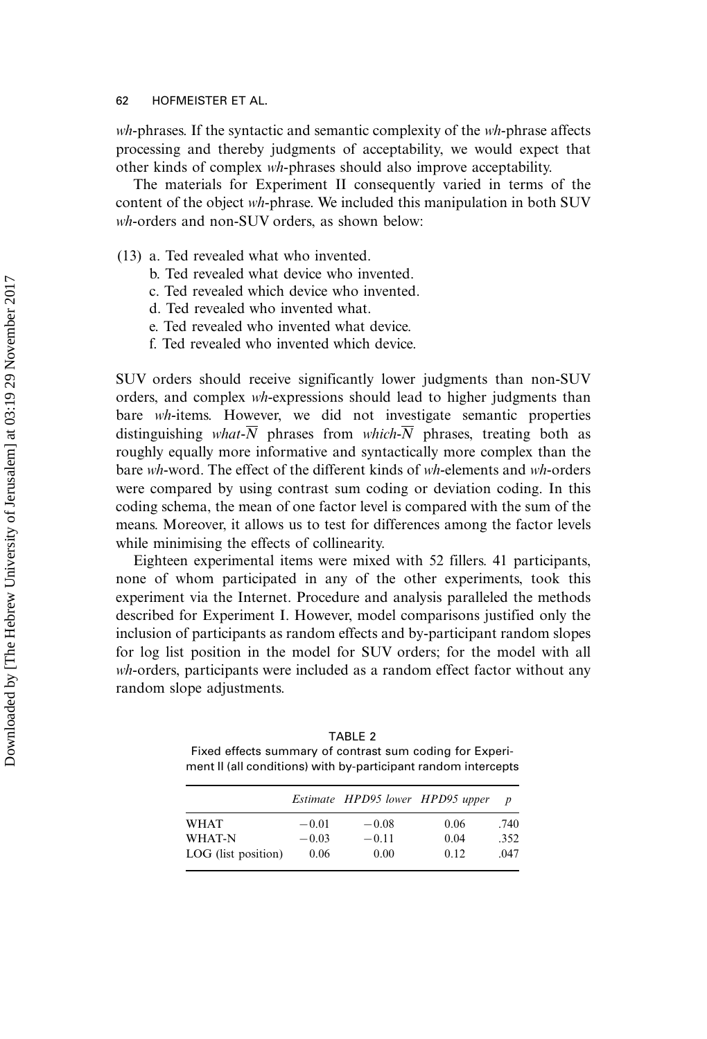*wh*-phrases. If the syntactic and semantic complexity of the *wh*-phrase affects processing and thereby judgments of acceptability, we would expect that other kinds of complex *wh*-phrases should also improve acceptability.

The materials for Experiment II consequently varied in terms of the content of the object *wh*-phrase. We included this manipulation in both SUV *wh*-orders and non-SUV orders, as shown below:

(13) a. Ted revealed what who invented.
  b. Ted revealed what device who invented.
  c. Ted revealed which device who invented.
  d. Ted revealed who invented what.
  e. Ted revealed who invented what device.
  f. Ted revealed who invented which device.

SUV orders should receive significantly lower judgments than non-SUV orders, and complex *wh*-expressions should lead to higher judgments than bare *wh*-items. However, we did not investigate semantic properties distinguishing *what*-$\overline{N}$ phrases from *which*-$\overline{N}$ phrases, treating both as roughly equally more informative and syntactically more complex than the bare *wh*-word. The effect of the different kinds of *wh*-elements and *wh*-orders were compared by using contrast sum coding or deviation coding. In this coding schema, the mean of one factor level is compared with the sum of the means. Moreover, it allows us to test for differences among the factor levels while minimising the effects of collinearity.

Eighteen experimental items were mixed with 52 fillers. 41 participants, none of whom participated in any of the other experiments, took this experiment via the Internet. Procedure and analysis paralleled the methods described for Experiment I. However, model comparisons justified only the inclusion of participants as random effects and by-participant random slopes for log list position in the model for SUV orders; for the model with all *wh*-orders, participants were included as a random effect factor without any random slope adjustments.

TABLE 2
Fixed effects summary of contrast sum coding for Experiment II (all conditions) with by-participant random intercepts

| | *Estimate* | *HPD95 lower* | *HPD95 upper* | *p* |
|---|---|---|---|---|
| WHAT | −0.01 | −0.08 | 0.06 | .740 |
| WHAT-N | −0.03 | −0.11 | 0.04 | .352 |
| LOG (list position) | 0.06 | 0.00 | 0.12 | .047 |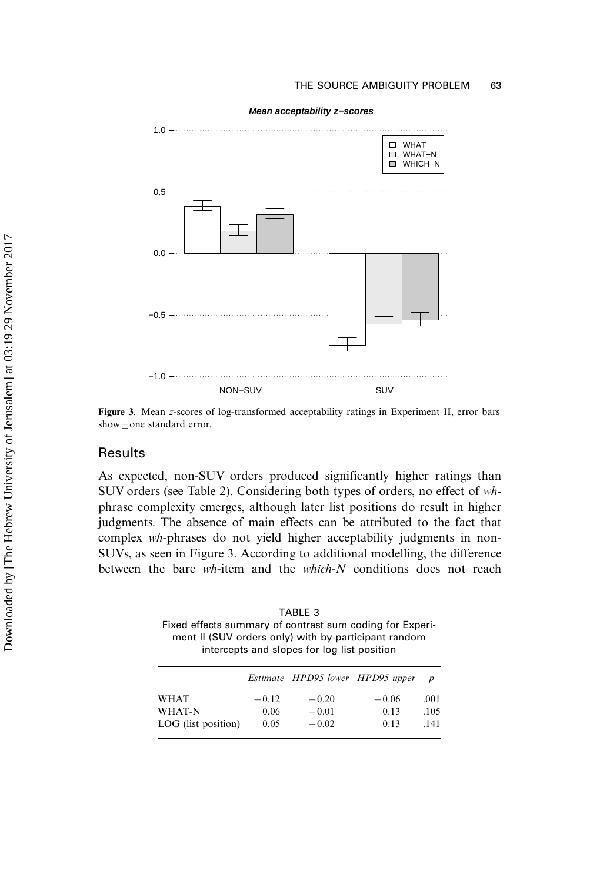Figure 3. Mean $z$-scores of log-transformed acceptability ratings in Experiment II, error bars show $\pm$ one standard error.

## Results

As expected, non-SUV orders produced significantly higher ratings than SUV orders (see Table 2). Considering both types of orders, no effect of *wh*-phrase complexity emerges, although later list positions do result in higher judgments. The absence of main effects can be attributed to the fact that complex *wh*-phrases do not yield higher acceptability judgments in non-SUVs, as seen in Figure 3. According to additional modelling, the difference between the bare *wh*-item and the *which*-$\overline{N}$ conditions does not reach

TABLE 3
Fixed effects summary of contrast sum coding for Experiment II (SUV orders only) with by-participant random intercepts and slopes for log list position

| | *Estimate* | *HPD95 lower* | *HPD95 upper* | *p* |
|---|---|---|---|---|
| WHAT | −0.12 | −0.20 | −0.06 | .001 |
| WHAT-N | 0.06 | −0.01 | 0.13 | .105 |
| LOG (list position) | 0.05 | −0.02 | 0.13 | .141 |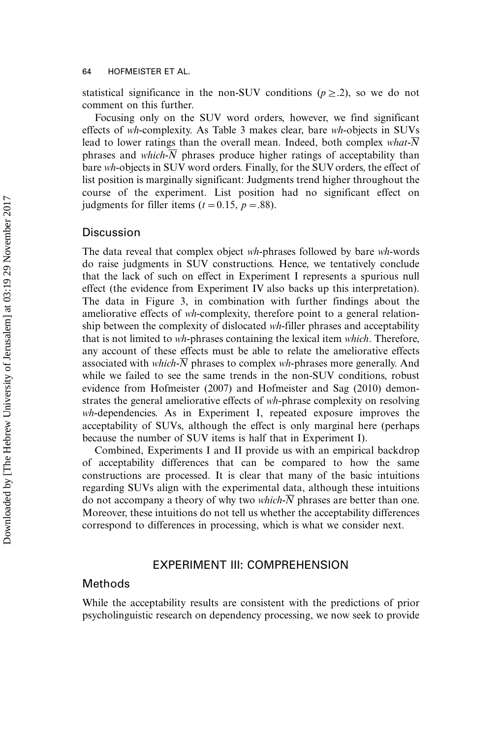statistical significance in the non-SUV conditions ($p \geq .2$), so we do not comment on this further.

Focusing only on the SUV word orders, however, we find significant effects of *wh*-complexity. As Table 3 makes clear, bare *wh*-objects in SUVs lead to lower ratings than the overall mean. Indeed, both complex *what*-$\overline{N}$ phrases and *which*-$\overline{N}$ phrases produce higher ratings of acceptability than bare *wh*-objects in SUV word orders. Finally, for the SUV orders, the effect of list position is marginally significant: Judgments trend higher throughout the course of the experiment. List position had no significant effect on judgments for filler items ($t = 0.15$, $p = .88$).

## Discussion

The data reveal that complex object *wh*-phrases followed by bare *wh*-words do raise judgments in SUV constructions. Hence, we tentatively conclude that the lack of such on effect in Experiment I represents a spurious null effect (the evidence from Experiment IV also backs up this interpretation). The data in Figure 3, in combination with further findings about the ameliorative effects of *wh*-complexity, therefore point to a general relationship between the complexity of dislocated *wh*-filler phrases and acceptability that is not limited to *wh*-phrases containing the lexical item *which*. Therefore, any account of these effects must be able to relate the ameliorative effects associated with *which*-$\overline{N}$ phrases to complex *wh*-phrases more generally. And while we failed to see the same trends in the non-SUV conditions, robust evidence from Hofmeister (2007) and Hofmeister and Sag (2010) demonstrates the general ameliorative effects of *wh*-phrase complexity on resolving *wh*-dependencies. As in Experiment I, repeated exposure improves the acceptability of SUVs, although the effect is only marginal here (perhaps because the number of SUV items is half that in Experiment I).

Combined, Experiments I and II provide us with an empirical backdrop of acceptability differences that can be compared to how the same constructions are processed. It is clear that many of the basic intuitions regarding SUVs align with the experimental data, although these intuitions do not accompany a theory of why two *which*-$\overline{N}$ phrases are better than one. Moreover, these intuitions do not tell us whether the acceptability differences correspond to differences in processing, which is what we consider next.

# EXPERIMENT III: COMPREHENSION

## Methods

While the acceptability results are consistent with the predictions of prior psycholinguistic research on dependency processing, we now seek to provide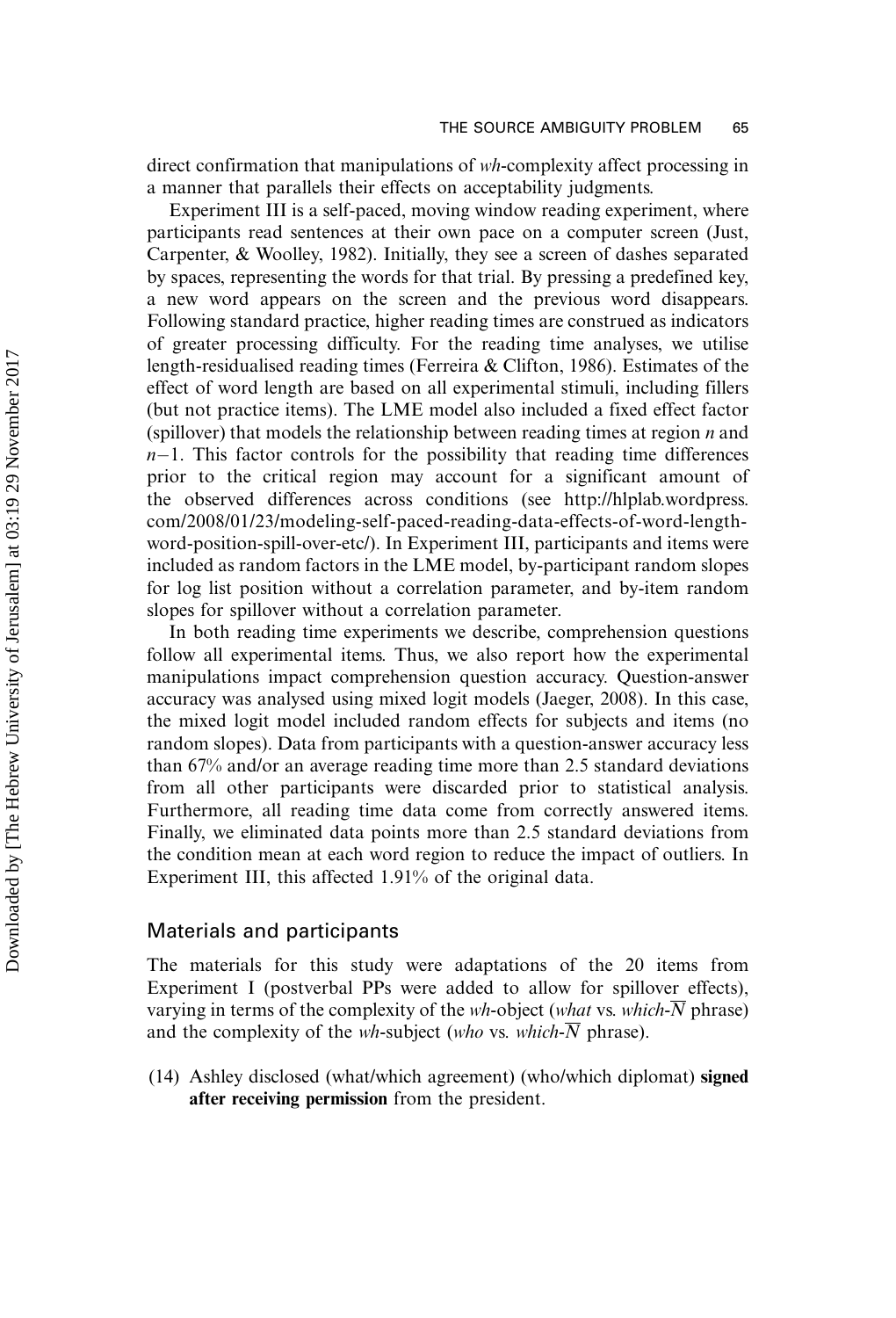direct confirmation that manipulations of *wh*-complexity affect processing in a manner that parallels their effects on acceptability judgments.

Experiment III is a self-paced, moving window reading experiment, where participants read sentences at their own pace on a computer screen (Just, Carpenter, & Woolley, 1982). Initially, they see a screen of dashes separated by spaces, representing the words for that trial. By pressing a predefined key, a new word appears on the screen and the previous word disappears. Following standard practice, higher reading times are construed as indicators of greater processing difficulty. For the reading time analyses, we utilise length-residualised reading times (Ferreira & Clifton, 1986). Estimates of the effect of word length are based on all experimental stimuli, including fillers (but not practice items). The LME model also included a fixed effect factor (spillover) that models the relationship between reading times at region $n$ and $n-1$. This factor controls for the possibility that reading time differences prior to the critical region may account for a significant amount of the observed differences across conditions (see http://hlplab.wordpress.com/2008/01/23/modeling-self-paced-reading-data-effects-of-word-length-word-position-spill-over-etc/). In Experiment III, participants and items were included as random factors in the LME model, by-participant random slopes for log list position without a correlation parameter, and by-item random slopes for spillover without a correlation parameter.

In both reading time experiments we describe, comprehension questions follow all experimental items. Thus, we also report how the experimental manipulations impact comprehension question accuracy. Question-answer accuracy was analysed using mixed logit models (Jaeger, 2008). In this case, the mixed logit model included random effects for subjects and items (no random slopes). Data from participants with a question-answer accuracy less than 67% and/or an average reading time more than 2.5 standard deviations from all other participants were discarded prior to statistical analysis. Furthermore, all reading time data come from correctly answered items. Finally, we eliminated data points more than 2.5 standard deviations from the condition mean at each word region to reduce the impact of outliers. In Experiment III, this affected 1.91% of the original data.

## Materials and participants

The materials for this study were adaptations of the 20 items from Experiment I (postverbal PPs were added to allow for spillover effects), varying in terms of the complexity of the *wh*-object (*what* vs. *which*-$\overline{N}$ phrase) and the complexity of the *wh*-subject (*who* vs. *which*-$\overline{N}$ phrase).

(14) Ashley disclosed (what/which agreement) (who/which diplomat) **signed after receiving permission** from the president.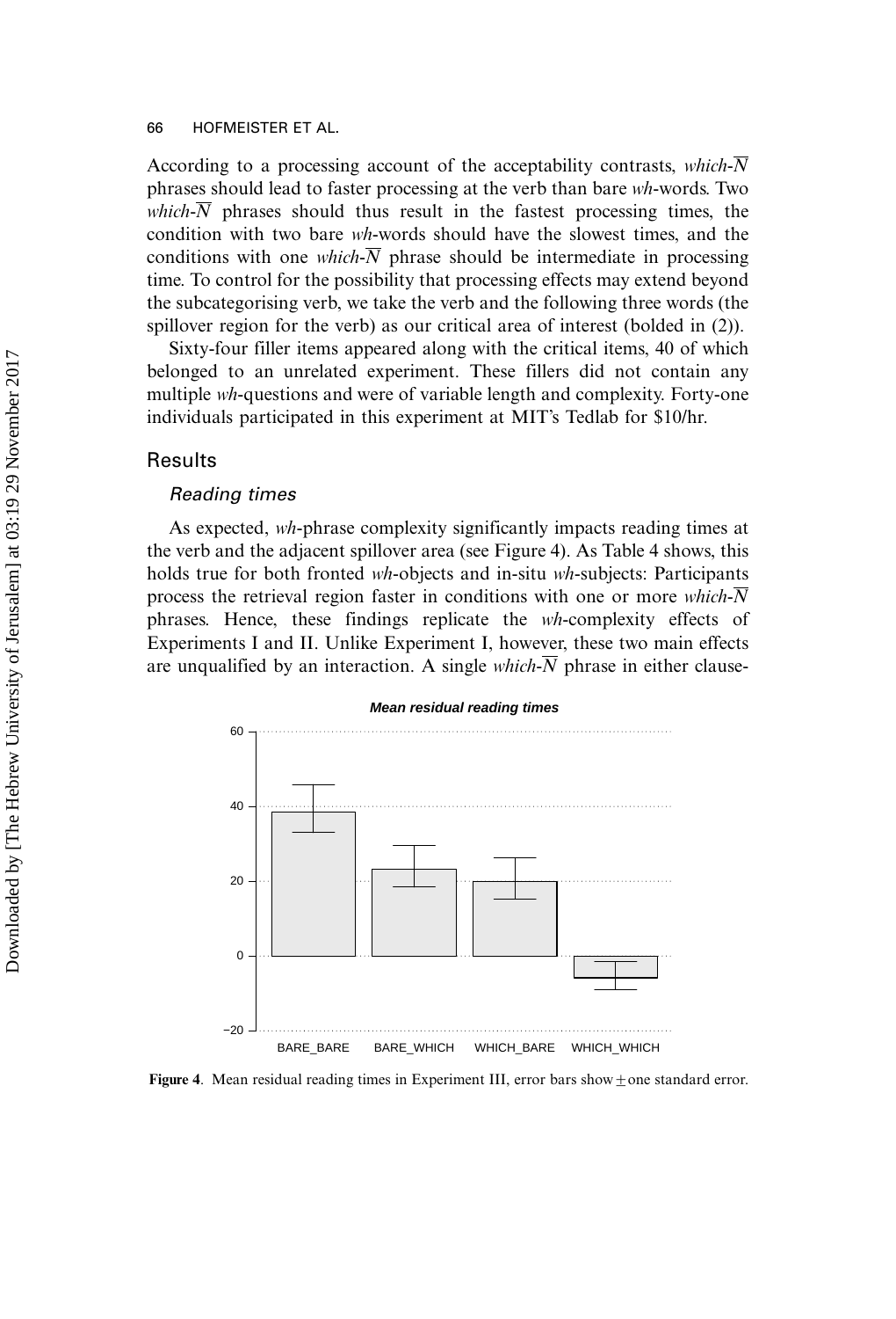According to a processing account of the acceptability contrasts, *which*-$\overline{N}$ phrases should lead to faster processing at the verb than bare *wh*-words. Two *which*-$\overline{N}$ phrases should thus result in the fastest processing times, the condition with two bare *wh*-words should have the slowest times, and the conditions with one *which*-$\overline{N}$ phrase should be intermediate in processing time. To control for the possibility that processing effects may extend beyond the subcategorising verb, we take the verb and the following three words (the spillover region for the verb) as our critical area of interest (bolded in (2)).

Sixty-four filler items appeared along with the critical items, 40 of which belonged to an unrelated experiment. These fillers did not contain any multiple *wh*-questions and were of variable length and complexity. Forty-one individuals participated in this experiment at MIT's Tedlab for \$10/hr.

## Results

### Reading times

As expected, *wh*-phrase complexity significantly impacts reading times at the verb and the adjacent spillover area (see Figure 4). As Table 4 shows, this holds true for both fronted *wh*-objects and in-situ *wh*-subjects: Participants process the retrieval region faster in conditions with one or more *which*-$\overline{N}$ phrases. Hence, these findings replicate the *wh*-complexity effects of Experiments I and II. Unlike Experiment I, however, these two main effects are unqualified by an interaction. A single *which*-$\overline{N}$ phrase in either clause-

**Figure 4**. Mean residual reading times in Experiment III, error bars show ± one standard error.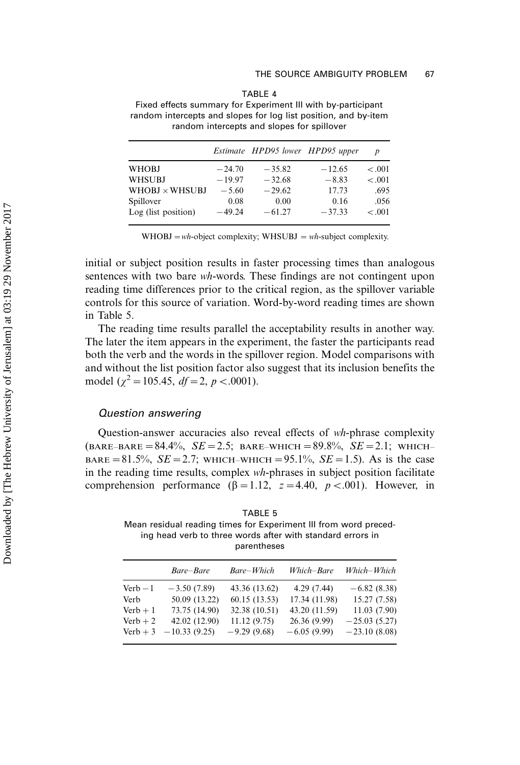TABLE 4
Fixed effects summary for Experiment III with by-participant random intercepts and slopes for log list position, and by-item random intercepts and slopes for spillover

| | *Estimate* | *HPD95 lower* | *HPD95 upper* | *p* |
|---|---|---|---|---|
| WHOBJ | −24.70 | −35.82 | −12.65 | <.001 |
| WHSUBJ | −19.97 | −32.68 | −8.83 | <.001 |
| WHOBJ × WHSUBJ | −5.60 | −29.62 | 17.73 | .695 |
| Spillover | 0.08 | 0.00 | 0.16 | .056 |
| Log (list position) | −49.24 | −61.27 | −37.33 | <.001 |

WHOBJ = *wh*-object complexity; WHSUBJ = *wh*-subject complexity.

initial or subject position results in faster processing times than analogous sentences with two bare *wh*-words. These findings are not contingent upon reading time differences prior to the critical region, as the spillover variable controls for this source of variation. Word-by-word reading times are shown in Table 5.

The reading time results parallel the acceptability results in another way. The later the item appears in the experiment, the faster the participants read both the verb and the words in the spillover region. Model comparisons with and without the list position factor also suggest that its inclusion benefits the model ($\chi^2 = 105.45$, $df = 2$, $p < .0001$).

### *Question answering*

Question-answer accuracies also reveal effects of *wh*-phrase complexity (BARE–BARE = 84.4%, $SE = 2.5$; BARE–WHICH = 89.8%, $SE = 2.1$; WHICH–BARE = 81.5%, $SE = 2.7$; WHICH–WHICH = 95.1%, $SE = 1.5$). As is the case in the reading time results, complex *wh*-phrases in subject position facilitate comprehension performance ($\beta = 1.12$, $z = 4.40$, $p < .001$). However, in

TABLE 5
Mean residual reading times for Experiment III from word preceding head verb to three words after with standard errors in parentheses

| | *Bare–Bare* | *Bare–Which* | *Which–Bare* | *Which–Which* |
|---|---|---|---|---|
| Verb − 1 | −3.50 (7.89) | 43.36 (13.62) | 4.29 (7.44) | −6.82 (8.38) |
| Verb | 50.09 (13.22) | 60.15 (13.53) | 17.34 (11.98) | 15.27 (7.58) |
| Verb + 1 | 73.75 (14.90) | 32.38 (10.51) | 43.20 (11.59) | 11.03 (7.90) |
| Verb + 2 | 42.02 (12.90) | 11.12 (9.75) | 26.36 (9.99) | −25.03 (5.27) |
| Verb + 3 | −10.33 (9.25) | −9.29 (9.68) | −6.05 (9.99) | −23.10 (8.08) |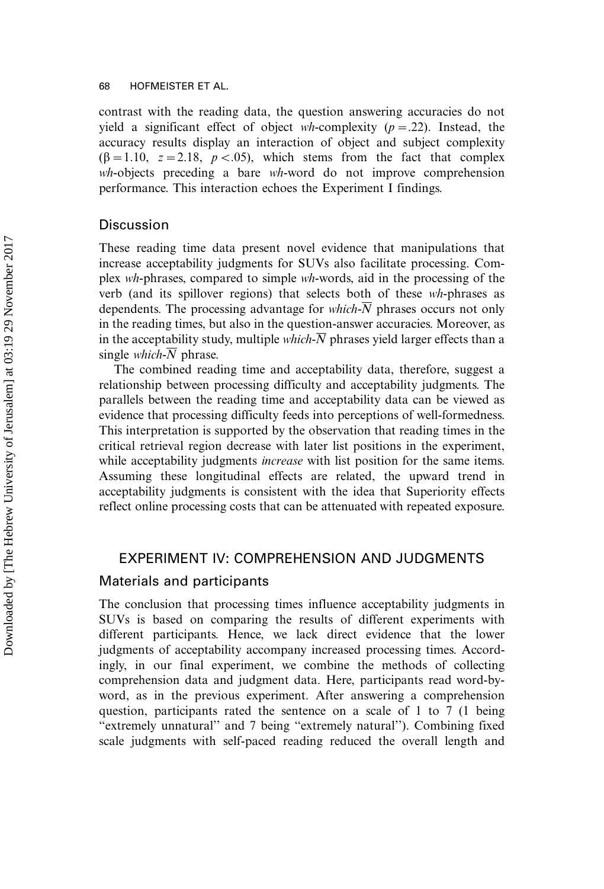contrast with the reading data, the question answering accuracies do not yield a significant effect of object *wh*-complexity ($p = .22$). Instead, the accuracy results display an interaction of object and subject complexity ($\beta = 1.10$, $z = 2.18$, $p < .05$), which stems from the fact that complex *wh*-objects preceding a bare *wh*-word do not improve comprehension performance. This interaction echoes the Experiment I findings.

## Discussion

These reading time data present novel evidence that manipulations that increase acceptability judgments for SUVs also facilitate processing. Complex *wh*-phrases, compared to simple *wh*-words, aid in the processing of the verb (and its spillover regions) that selects both of these *wh*-phrases as dependents. The processing advantage for *which*-$\overline{N}$ phrases occurs not only in the reading times, but also in the question-answer accuracies. Moreover, as in the acceptability study, multiple *which*-$\overline{N}$ phrases yield larger effects than a single *which*-$\overline{N}$ phrase.

The combined reading time and acceptability data, therefore, suggest a relationship between processing difficulty and acceptability judgments. The parallels between the reading time and acceptability data can be viewed as evidence that processing difficulty feeds into perceptions of well-formedness. This interpretation is supported by the observation that reading times in the critical retrieval region decrease with later list positions in the experiment, while acceptability judgments *increase* with list position for the same items. Assuming these longitudinal effects are related, the upward trend in acceptability judgments is consistent with the idea that Superiority effects reflect online processing costs that can be attenuated with repeated exposure.

# EXPERIMENT IV: COMPREHENSION AND JUDGMENTS

## Materials and participants

The conclusion that processing times influence acceptability judgments in SUVs is based on comparing the results of different experiments with different participants. Hence, we lack direct evidence that the lower judgments of acceptability accompany increased processing times. Accordingly, in our final experiment, we combine the methods of collecting comprehension data and judgment data. Here, participants read word-by-word, as in the previous experiment. After answering a comprehension question, participants rated the sentence on a scale of 1 to 7 (1 being "extremely unnatural" and 7 being "extremely natural"). Combining fixed scale judgments with self-paced reading reduced the overall length and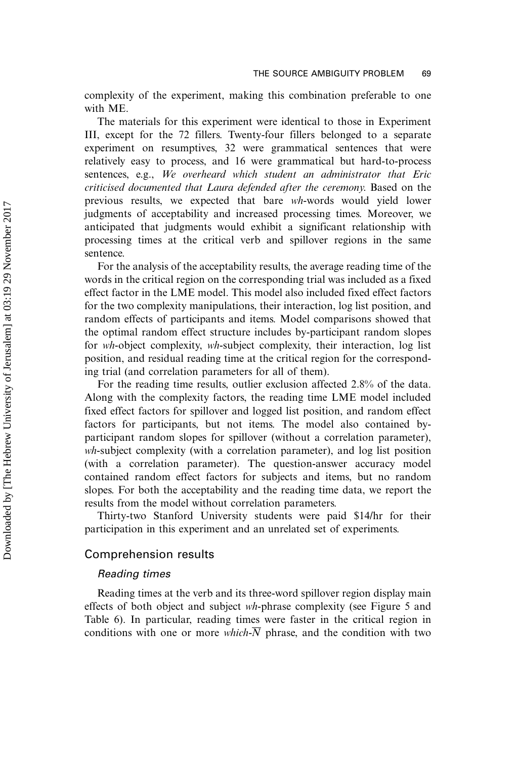complexity of the experiment, making this combination preferable to one with ME.

The materials for this experiment were identical to those in Experiment III, except for the 72 fillers. Twenty-four fillers belonged to a separate experiment on resumptives, 32 were grammatical sentences that were relatively easy to process, and 16 were grammatical but hard-to-process sentences, e.g., *We overheard which student an administrator that Eric criticised documented that Laura defended after the ceremony.* Based on the previous results, we expected that bare *wh*-words would yield lower judgments of acceptability and increased processing times. Moreover, we anticipated that judgments would exhibit a significant relationship with processing times at the critical verb and spillover regions in the same sentence.

For the analysis of the acceptability results, the average reading time of the words in the critical region on the corresponding trial was included as a fixed effect factor in the LME model. This model also included fixed effect factors for the two complexity manipulations, their interaction, log list position, and random effects of participants and items. Model comparisons showed that the optimal random effect structure includes by-participant random slopes for *wh*-object complexity, *wh*-subject complexity, their interaction, log list position, and residual reading time at the critical region for the corresponding trial (and correlation parameters for all of them).

For the reading time results, outlier exclusion affected 2.8% of the data. Along with the complexity factors, the reading time LME model included fixed effect factors for spillover and logged list position, and random effect factors for participants, but not items. The model also contained by-participant random slopes for spillover (without a correlation parameter), *wh*-subject complexity (with a correlation parameter), and log list position (with a correlation parameter). The question-answer accuracy model contained random effect factors for subjects and items, but no random slopes. For both the acceptability and the reading time data, we report the results from the model without correlation parameters.

Thirty-two Stanford University students were paid \$14/hr for their participation in this experiment and an unrelated set of experiments.

## Comprehension results

### Reading times

Reading times at the verb and its three-word spillover region display main effects of both object and subject *wh*-phrase complexity (see Figure 5 and Table 6). In particular, reading times were faster in the critical region in conditions with one or more *which*-$\overline{N}$ phrase, and the condition with two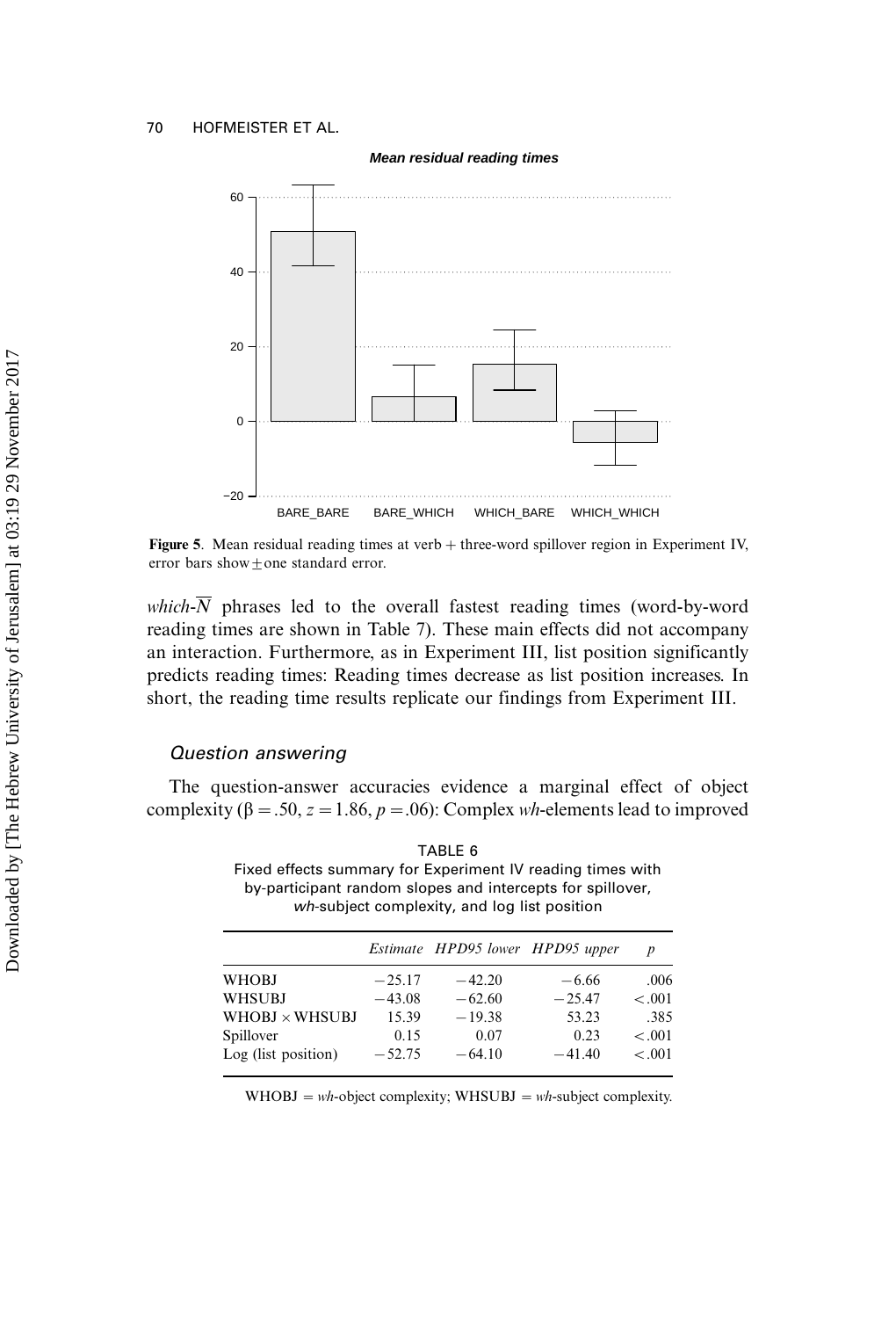**Figure 5**. Mean residual reading times at verb + three-word spillover region in Experiment IV, error bars show ± one standard error.

*which*-$\overline{N}$ phrases led to the overall fastest reading times (word-by-word reading times are shown in Table 7). These main effects did not accompany an interaction. Furthermore, as in Experiment III, list position significantly predicts reading times: Reading times decrease as list position increases. In short, the reading time results replicate our findings from Experiment III.

### Question answering

The question-answer accuracies evidence a marginal effect of object complexity ($\beta = .50$, $z = 1.86$, $p = .06$): Complex *wh*-elements lead to improved

TABLE 6
Fixed effects summary for Experiment IV reading times with by-participant random slopes and intercepts for spillover, *wh*-subject complexity, and log list position

| | *Estimate* | *HPD95 lower* | *HPD95 upper* | *p* |
|---|---|---|---|---|
| WHOBJ | −25.17 | −42.20 | −6.66 | .006 |
| WHSUBJ | −43.08 | −62.60 | −25.47 | < .001 |
| WHOBJ × WHSUBJ | 15.39 | −19.38 | 53.23 | .385 |
| Spillover | 0.15 | 0.07 | 0.23 | < .001 |
| Log (list position) | −52.75 | −64.10 | −41.40 | < .001 |

WHOBJ = *wh*-object complexity; WHSUBJ = *wh*-subject complexity.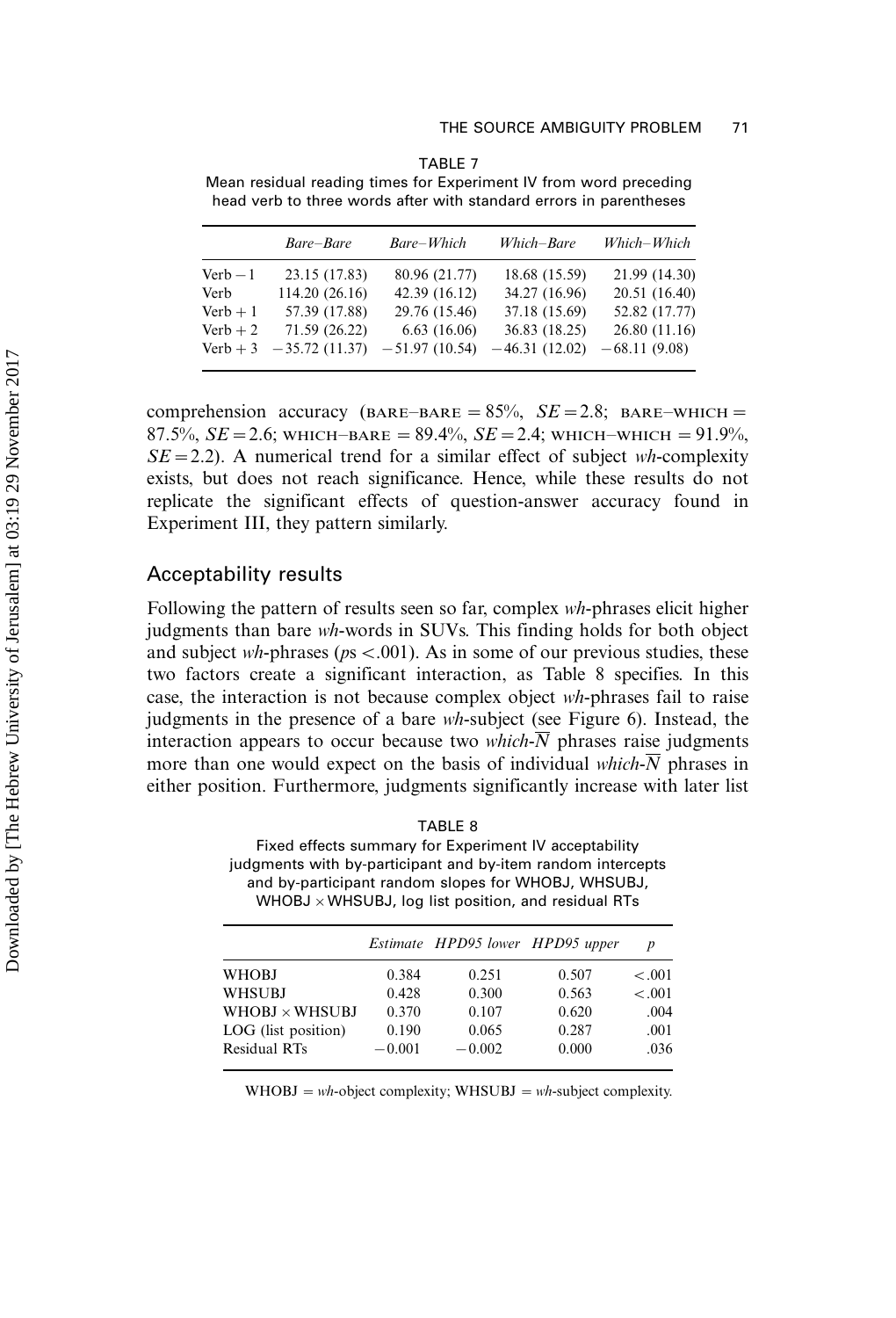TABLE 7
Mean residual reading times for Experiment IV from word preceding head verb to three words after with standard errors in parentheses

| | *Bare–Bare* | *Bare–Which* | *Which–Bare* | *Which–Which* |
|---|---|---|---|---|
| Verb − 1 | 23.15 (17.83) | 80.96 (21.77) | 18.68 (15.59) | 21.99 (14.30) |
| Verb | 114.20 (26.16) | 42.39 (16.12) | 34.27 (16.96) | 20.51 (16.40) |
| Verb + 1 | 57.39 (17.88) | 29.76 (15.46) | 37.18 (15.69) | 52.82 (17.77) |
| Verb + 2 | 71.59 (26.22) | 6.63 (16.06) | 36.83 (18.25) | 26.80 (11.16) |
| Verb + 3 | −35.72 (11.37) | −51.97 (10.54) | −46.31 (12.02) | −68.11 (9.08) |

comprehension accuracy (BARE–BARE = 85%, $SE = 2.8$; BARE–WHICH = 87.5%, $SE = 2.6$; WHICH–BARE = 89.4%, $SE = 2.4$; WHICH–WHICH = 91.9%, $SE = 2.2$). A numerical trend for a similar effect of subject *wh*-complexity exists, but does not reach significance. Hence, while these results do not replicate the significant effects of question-answer accuracy found in Experiment III, they pattern similarly.

## Acceptability results

Following the pattern of results seen so far, complex *wh*-phrases elicit higher judgments than bare *wh*-words in SUVs. This finding holds for both object and subject *wh*-phrases ($p$s < .001). As in some of our previous studies, these two factors create a significant interaction, as Table 8 specifies. In this case, the interaction is not because complex object *wh*-phrases fail to raise judgments in the presence of a bare *wh*-subject (see Figure 6). Instead, the interaction appears to occur because two *which*-$\overline{N}$ phrases raise judgments more than one would expect on the basis of individual *which*-$\overline{N}$ phrases in either position. Furthermore, judgments significantly increase with later list

TABLE 8
Fixed effects summary for Experiment IV acceptability judgments with by-participant and by-item random intercepts and by-participant random slopes for WHOBJ, WHSUBJ, WHOBJ × WHSUBJ, log list position, and residual RTs

| | *Estimate* | *HPD95 lower* | *HPD95 upper* | *p* |
|---|---|---|---|---|
| WHOBJ | 0.384 | 0.251 | 0.507 | < .001 |
| WHSUBJ | 0.428 | 0.300 | 0.563 | < .001 |
| WHOBJ × WHSUBJ | 0.370 | 0.107 | 0.620 | .004 |
| LOG (list position) | 0.190 | 0.065 | 0.287 | .001 |
| Residual RTs | −0.001 | −0.002 | 0.000 | .036 |

WHOBJ = *wh*-object complexity; WHSUBJ = *wh*-subject complexity.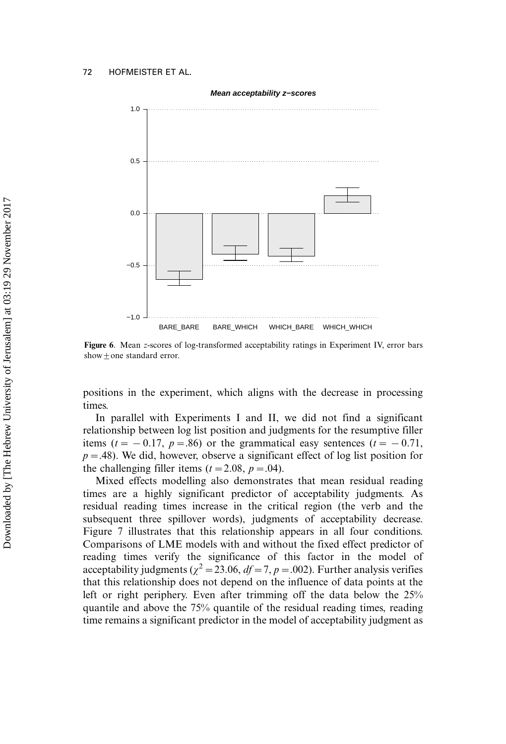**Figure 6**. Mean *z*-scores of log-transformed acceptability ratings in Experiment IV, error bars show ± one standard error.

positions in the experiment, which aligns with the decrease in processing times.

In parallel with Experiments I and II, we did not find a significant relationship between log list position and judgments for the resumptive filler items ($t = -0.17$, $p = .86$) or the grammatical easy sentences ($t = -0.71$, $p = .48$). We did, however, observe a significant effect of log list position for the challenging filler items ($t = 2.08$, $p = .04$).

Mixed effects modelling also demonstrates that mean residual reading times are a highly significant predictor of acceptability judgments. As residual reading times increase in the critical region (the verb and the subsequent three spillover words), judgments of acceptability decrease. Figure 7 illustrates that this relationship appears in all four conditions. Comparisons of LME models with and without the fixed effect predictor of reading times verify the significance of this factor in the model of acceptability judgments ($\chi^2 = 23.06$, $df = 7$, $p = .002$). Further analysis verifies that this relationship does not depend on the influence of data points at the left or right periphery. Even after trimming off the data below the 25% quantile and above the 75% quantile of the residual reading times, reading time remains a significant predictor in the model of acceptability judgment as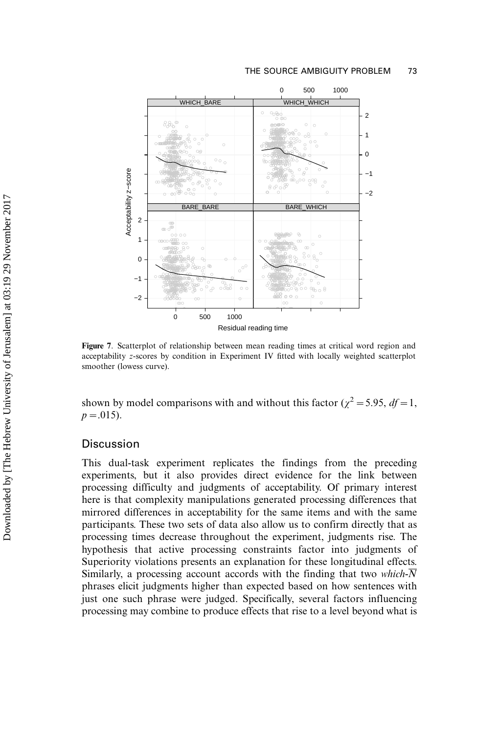**Figure 7**. Scatterplot of relationship between mean reading times at critical word region and acceptability *z*-scores by condition in Experiment IV fitted with locally weighted scatterplot smoother (lowess curve).

shown by model comparisons with and without this factor ($\chi^2 = 5.95$, $df = 1$, $p = .015$).

## Discussion

This dual-task experiment replicates the findings from the preceding experiments, but it also provides direct evidence for the link between processing difficulty and judgments of acceptability. Of primary interest here is that complexity manipulations generated processing differences that mirrored differences in acceptability for the same items and with the same participants. These two sets of data also allow us to confirm directly that as processing times decrease throughout the experiment, judgments rise. The hypothesis that active processing constraints factor into judgments of Superiority violations presents an explanation for these longitudinal effects. Similarly, a processing account accords with the finding that two *which*-$\overline{N}$ phrases elicit judgments higher than expected based on how sentences with just one such phrase were judged. Specifically, several factors influencing processing may combine to produce effects that rise to a level beyond what is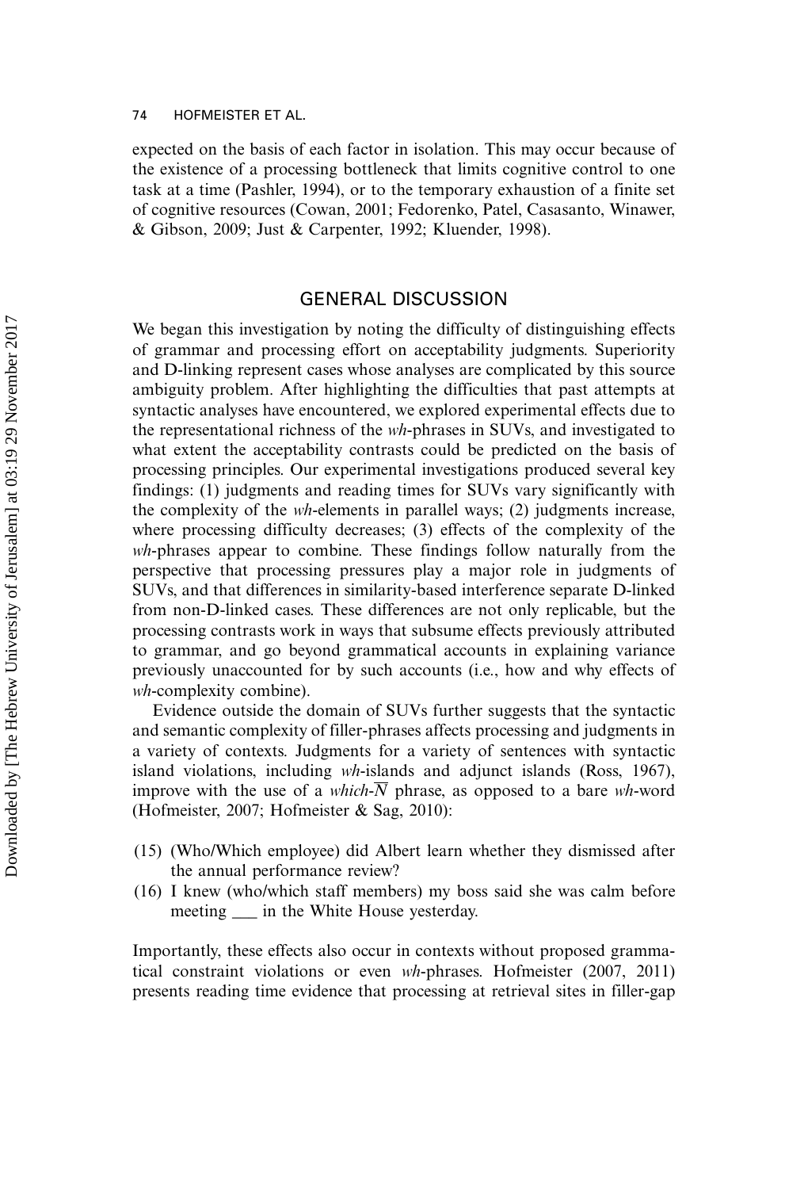expected on the basis of each factor in isolation. This may occur because of the existence of a processing bottleneck that limits cognitive control to one task at a time (Pashler, 1994), or to the temporary exhaustion of a finite set of cognitive resources (Cowan, 2001; Fedorenko, Patel, Casasanto, Winawer, & Gibson, 2009; Just & Carpenter, 1992; Kluender, 1998).

## GENERAL DISCUSSION

We began this investigation by noting the difficulty of distinguishing effects of grammar and processing effort on acceptability judgments. Superiority and D-linking represent cases whose analyses are complicated by this source ambiguity problem. After highlighting the difficulties that past attempts at syntactic analyses have encountered, we explored experimental effects due to the representational richness of the *wh*-phrases in SUVs, and investigated to what extent the acceptability contrasts could be predicted on the basis of processing principles. Our experimental investigations produced several key findings: (1) judgments and reading times for SUVs vary significantly with the complexity of the *wh*-elements in parallel ways; (2) judgments increase, where processing difficulty decreases; (3) effects of the complexity of the *wh*-phrases appear to combine. These findings follow naturally from the perspective that processing pressures play a major role in judgments of SUVs, and that differences in similarity-based interference separate D-linked from non-D-linked cases. These differences are not only replicable, but the processing contrasts work in ways that subsume effects previously attributed to grammar, and go beyond grammatical accounts in explaining variance previously unaccounted for by such accounts (i.e., how and why effects of *wh*-complexity combine).

Evidence outside the domain of SUVs further suggests that the syntactic and semantic complexity of filler-phrases affects processing and judgments in a variety of contexts. Judgments for a variety of sentences with syntactic island violations, including *wh*-islands and adjunct islands (Ross, 1967), improve with the use of a *which*-$\overline{N}$ phrase, as opposed to a bare *wh*-word (Hofmeister, 2007; Hofmeister & Sag, 2010):

(15) (Who/Which employee) did Albert learn whether they dismissed after the annual performance review?

(16) I knew (who/which staff members) my boss said she was calm before meeting ___ in the White House yesterday.

Importantly, these effects also occur in contexts without proposed grammatical constraint violations or even *wh*-phrases. Hofmeister (2007, 2011) presents reading time evidence that processing at retrieval sites in filler-gap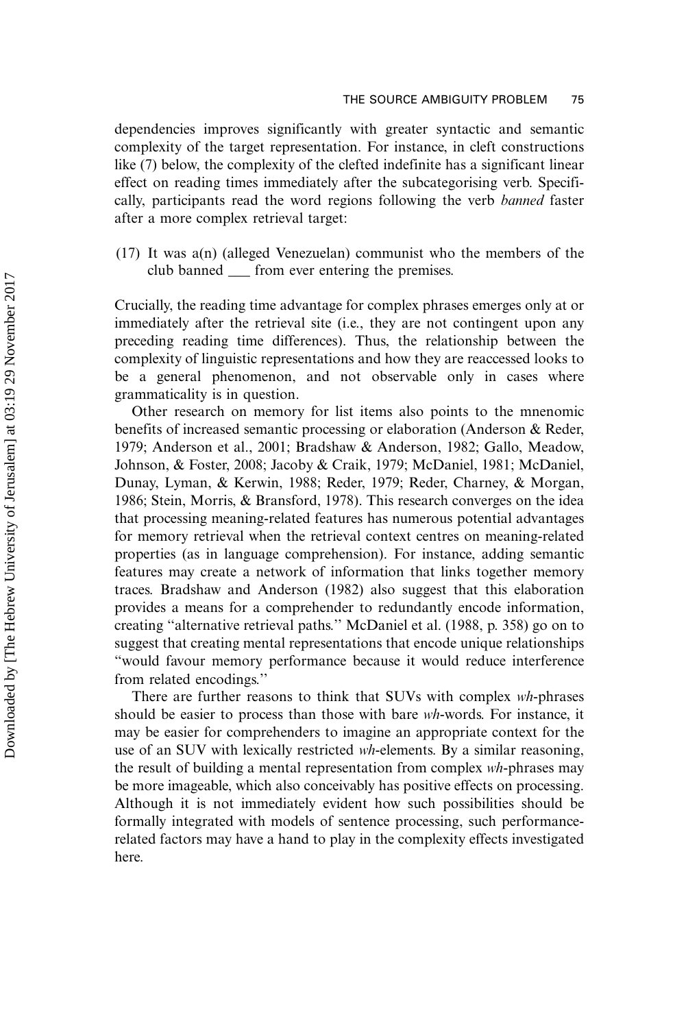dependencies improves significantly with greater syntactic and semantic complexity of the target representation. For instance, in cleft constructions like (7) below, the complexity of the clefted indefinite has a significant linear effect on reading times immediately after the subcategorising verb. Specifically, participants read the word regions following the verb *banned* faster after a more complex retrieval target:

(17) It was a(n) (alleged Venezuelan) communist who the members of the club banned ___ from ever entering the premises.

Crucially, the reading time advantage for complex phrases emerges only at or immediately after the retrieval site (i.e., they are not contingent upon any preceding reading time differences). Thus, the relationship between the complexity of linguistic representations and how they are reaccessed looks to be a general phenomenon, and not observable only in cases where grammaticality is in question.

Other research on memory for list items also points to the mnenomic benefits of increased semantic processing or elaboration (Anderson & Reder, 1979; Anderson et al., 2001; Bradshaw & Anderson, 1982; Gallo, Meadow, Johnson, & Foster, 2008; Jacoby & Craik, 1979; McDaniel, 1981; McDaniel, Dunay, Lyman, & Kerwin, 1988; Reder, 1979; Reder, Charney, & Morgan, 1986; Stein, Morris, & Bransford, 1978). This research converges on the idea that processing meaning-related features has numerous potential advantages for memory retrieval when the retrieval context centres on meaning-related properties (as in language comprehension). For instance, adding semantic features may create a network of information that links together memory traces. Bradshaw and Anderson (1982) also suggest that this elaboration provides a means for a comprehender to redundantly encode information, creating "alternative retrieval paths." McDaniel et al. (1988, p. 358) go on to suggest that creating mental representations that encode unique relationships "would favour memory performance because it would reduce interference from related encodings."

There are further reasons to think that SUVs with complex *wh*-phrases should be easier to process than those with bare *wh*-words. For instance, it may be easier for comprehenders to imagine an appropriate context for the use of an SUV with lexically restricted *wh*-elements. By a similar reasoning, the result of building a mental representation from complex *wh*-phrases may be more imageable, which also conceivably has positive effects on processing. Although it is not immediately evident how such possibilities should be formally integrated with models of sentence processing, such performance-related factors may have a hand to play in the complexity effects investigated here.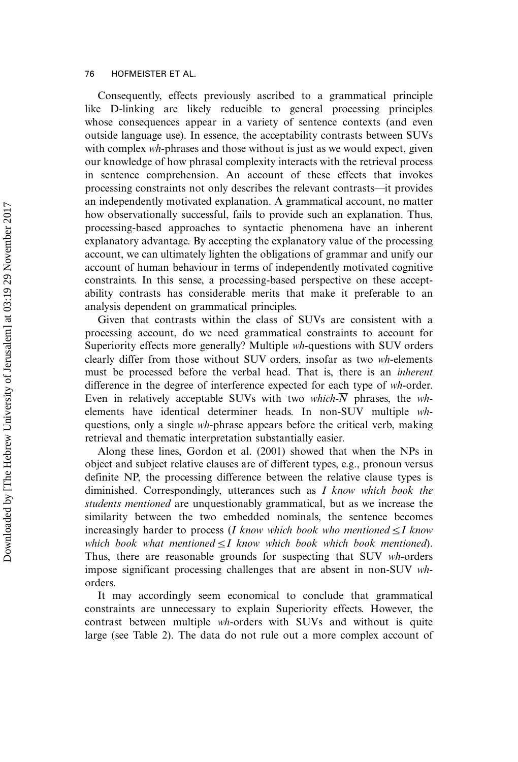Consequently, effects previously ascribed to a grammatical principle like D-linking are likely reducible to general processing principles whose consequences appear in a variety of sentence contexts (and even outside language use). In essence, the acceptability contrasts between SUVs with complex *wh*-phrases and those without is just as we would expect, given our knowledge of how phrasal complexity interacts with the retrieval process in sentence comprehension. An account of these effects that invokes processing constraints not only describes the relevant contrasts—it provides an independently motivated explanation. A grammatical account, no matter how observationally successful, fails to provide such an explanation. Thus, processing-based approaches to syntactic phenomena have an inherent explanatory advantage. By accepting the explanatory value of the processing account, we can ultimately lighten the obligations of grammar and unify our account of human behaviour in terms of independently motivated cognitive constraints. In this sense, a processing-based perspective on these acceptability contrasts has considerable merits that make it preferable to an analysis dependent on grammatical principles.

Given that contrasts within the class of SUVs are consistent with a processing account, do we need grammatical constraints to account for Superiority effects more generally? Multiple *wh*-questions with SUV orders clearly differ from those without SUV orders, insofar as two *wh*-elements must be processed before the verbal head. That is, there is an *inherent* difference in the degree of interference expected for each type of *wh*-order. Even in relatively acceptable SUVs with two *which*-$\overline{N}$ phrases, the *wh*-elements have identical determiner heads. In non-SUV multiple *wh*-questions, only a single *wh*-phrase appears before the critical verb, making retrieval and thematic interpretation substantially easier.

Along these lines, Gordon et al. (2001) showed that when the NPs in object and subject relative clauses are of different types, e.g., pronoun versus definite NP, the processing difference between the relative clause types is diminished. Correspondingly, utterances such as *I know which book the students mentioned* are unquestionably grammatical, but as we increase the similarity between the two embedded nominals, the sentence becomes increasingly harder to process (*I know which book who mentioned* $\leq$ *I know which book what mentioned* $\leq$ *I know which book which book mentioned*). Thus, there are reasonable grounds for suspecting that SUV *wh*-orders impose significant processing challenges that are absent in non-SUV *wh*-orders.

It may accordingly seem economical to conclude that grammatical constraints are unnecessary to explain Superiority effects. However, the contrast between multiple *wh*-orders with SUVs and without is quite large (see Table 2). The data do not rule out a more complex account of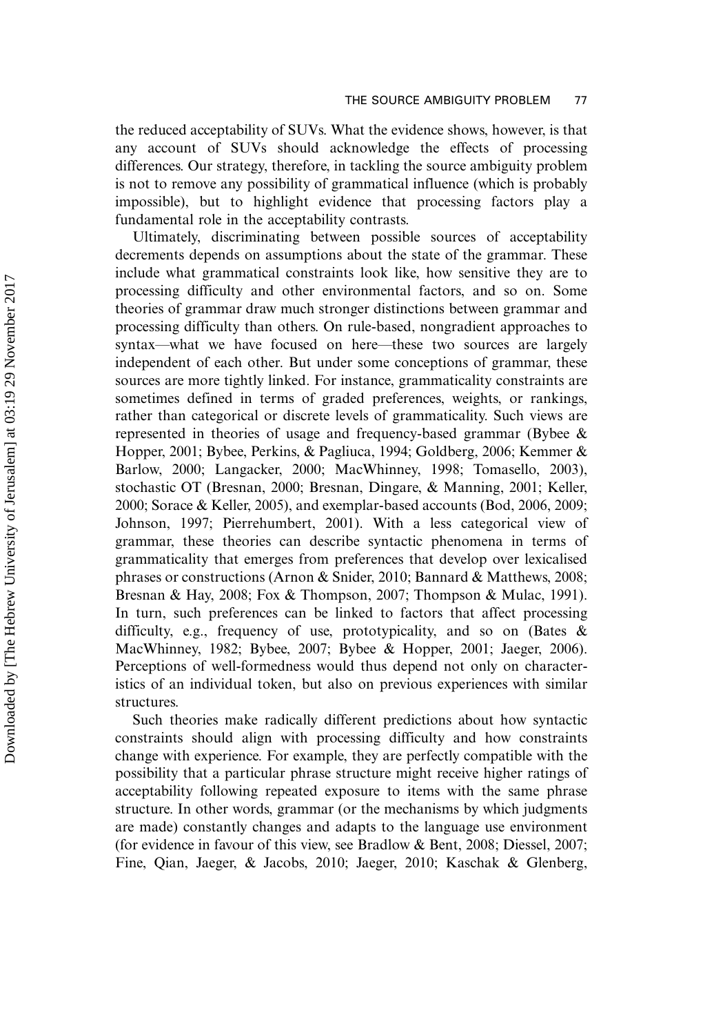the reduced acceptability of SUVs. What the evidence shows, however, is that any account of SUVs should acknowledge the effects of processing differences. Our strategy, therefore, in tackling the source ambiguity problem is not to remove any possibility of grammatical influence (which is probably impossible), but to highlight evidence that processing factors play a fundamental role in the acceptability contrasts.

Ultimately, discriminating between possible sources of acceptability decrements depends on assumptions about the state of the grammar. These include what grammatical constraints look like, how sensitive they are to processing difficulty and other environmental factors, and so on. Some theories of grammar draw much stronger distinctions between grammar and processing difficulty than others. On rule-based, nongradient approaches to syntax—what we have focused on here—these two sources are largely independent of each other. But under some conceptions of grammar, these sources are more tightly linked. For instance, grammaticality constraints are sometimes defined in terms of graded preferences, weights, or rankings, rather than categorical or discrete levels of grammaticality. Such views are represented in theories of usage and frequency-based grammar (Bybee & Hopper, 2001; Bybee, Perkins, & Pagliuca, 1994; Goldberg, 2006; Kemmer & Barlow, 2000; Langacker, 2000; MacWhinney, 1998; Tomasello, 2003), stochastic OT (Bresnan, 2000; Bresnan, Dingare, & Manning, 2001; Keller, 2000; Sorace & Keller, 2005), and exemplar-based accounts (Bod, 2006, 2009; Johnson, 1997; Pierrehumbert, 2001). With a less categorical view of grammar, these theories can describe syntactic phenomena in terms of grammaticality that emerges from preferences that develop over lexicalised phrases or constructions (Arnon & Snider, 2010; Bannard & Matthews, 2008; Bresnan & Hay, 2008; Fox & Thompson, 2007; Thompson & Mulac, 1991). In turn, such preferences can be linked to factors that affect processing difficulty, e.g., frequency of use, prototypicality, and so on (Bates & MacWhinney, 1982; Bybee, 2007; Bybee & Hopper, 2001; Jaeger, 2006). Perceptions of well-formedness would thus depend not only on characteristics of an individual token, but also on previous experiences with similar structures.

Such theories make radically different predictions about how syntactic constraints should align with processing difficulty and how constraints change with experience. For example, they are perfectly compatible with the possibility that a particular phrase structure might receive higher ratings of acceptability following repeated exposure to items with the same phrase structure. In other words, grammar (or the mechanisms by which judgments are made) constantly changes and adapts to the language use environment (for evidence in favour of this view, see Bradlow & Bent, 2008; Diessel, 2007; Fine, Qian, Jaeger, & Jacobs, 2010; Jaeger, 2010; Kaschak & Glenberg,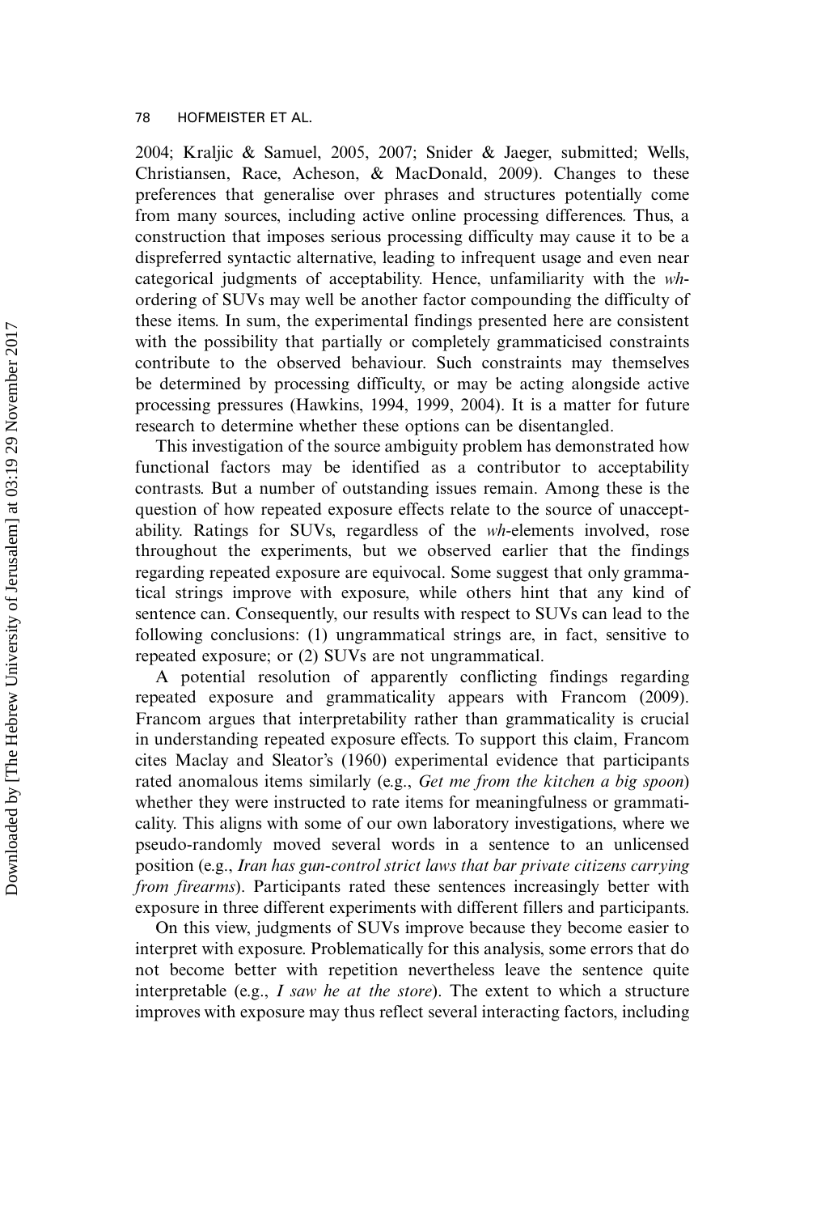2004; Kraljic & Samuel, 2005, 2007; Snider & Jaeger, submitted; Wells, Christiansen, Race, Acheson, & MacDonald, 2009). Changes to these preferences that generalise over phrases and structures potentially come from many sources, including active online processing differences. Thus, a construction that imposes serious processing difficulty may cause it to be a dispreferred syntactic alternative, leading to infrequent usage and even near categorical judgments of acceptability. Hence, unfamiliarity with the *wh*-ordering of SUVs may well be another factor compounding the difficulty of these items. In sum, the experimental findings presented here are consistent with the possibility that partially or completely grammaticised constraints contribute to the observed behaviour. Such constraints may themselves be determined by processing difficulty, or may be acting alongside active processing pressures (Hawkins, 1994, 1999, 2004). It is a matter for future research to determine whether these options can be disentangled.

This investigation of the source ambiguity problem has demonstrated how functional factors may be identified as a contributor to acceptability contrasts. But a number of outstanding issues remain. Among these is the question of how repeated exposure effects relate to the source of unacceptability. Ratings for SUVs, regardless of the *wh*-elements involved, rose throughout the experiments, but we observed earlier that the findings regarding repeated exposure are equivocal. Some suggest that only grammatical strings improve with exposure, while others hint that any kind of sentence can. Consequently, our results with respect to SUVs can lead to the following conclusions: (1) ungrammatical strings are, in fact, sensitive to repeated exposure; or (2) SUVs are not ungrammatical.

A potential resolution of apparently conflicting findings regarding repeated exposure and grammaticality appears with Francom (2009). Francom argues that interpretability rather than grammaticality is crucial in understanding repeated exposure effects. To support this claim, Francom cites Maclay and Sleator's (1960) experimental evidence that participants rated anomalous items similarly (e.g., *Get me from the kitchen a big spoon*) whether they were instructed to rate items for meaningfulness or grammaticality. This aligns with some of our own laboratory investigations, where we pseudo-randomly moved several words in a sentence to an unlicensed position (e.g., *Iran has gun-control strict laws that bar private citizens carrying from firearms*). Participants rated these sentences increasingly better with exposure in three different experiments with different fillers and participants.

On this view, judgments of SUVs improve because they become easier to interpret with exposure. Problematically for this analysis, some errors that do not become better with repetition nevertheless leave the sentence quite interpretable (e.g., *I saw he at the store*). The extent to which a structure improves with exposure may thus reflect several interacting factors, including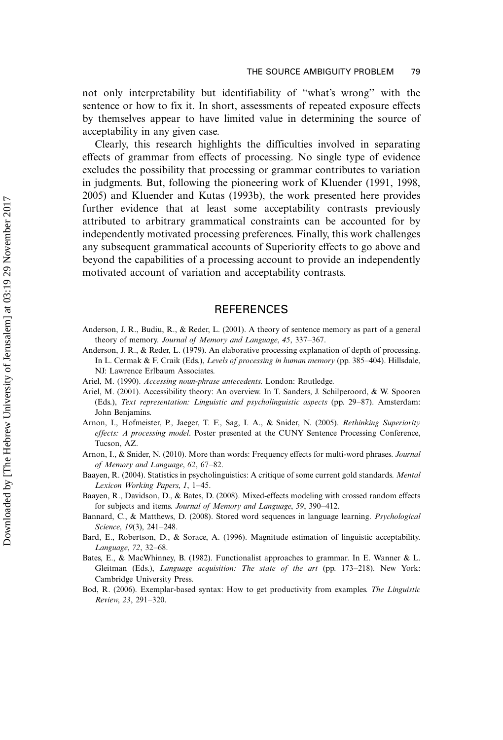not only interpretability but identifiability of "what's wrong" with the sentence or how to fix it. In short, assessments of repeated exposure effects by themselves appear to have limited value in determining the source of acceptability in any given case.

Clearly, this research highlights the difficulties involved in separating effects of grammar from effects of processing. No single type of evidence excludes the possibility that processing or grammar contributes to variation in judgments. But, following the pioneering work of Kluender (1991, 1998, 2005) and Kluender and Kutas (1993b), the work presented here provides further evidence that at least some acceptability contrasts previously attributed to arbitrary grammatical constraints can be accounted for by independently motivated processing preferences. Finally, this work challenges any subsequent grammatical accounts of Superiority effects to go above and beyond the capabilities of a processing account to provide an independently motivated account of variation and acceptability contrasts.

## REFERENCES

Anderson, J. R., Budiu, R., & Reder, L. (2001). A theory of sentence memory as part of a general theory of memory. *Journal of Memory and Language*, *45*, 337–367.

Anderson, J. R., & Reder, L. (1979). An elaborative processing explanation of depth of processing. In L. Cermak & F. Craik (Eds.), *Levels of processing in human memory* (pp. 385–404). Hillsdale, NJ: Lawrence Erlbaum Associates.

Ariel, M. (1990). *Accessing noun-phrase antecedents*. London: Routledge.

Ariel, M. (2001). Accessibility theory: An overview. In T. Sanders, J. Schilperoord, & W. Spooren (Eds.), *Text representation: Linguistic and psycholinguistic aspects* (pp. 29–87). Amsterdam: John Benjamins.

Arnon, I., Hofmeister, P., Jaeger, T. F., Sag, I. A., & Snider, N. (2005). *Rethinking Superiority effects: A processing model*. Poster presented at the CUNY Sentence Processing Conference, Tucson, AZ.

Arnon, I., & Snider, N. (2010). More than words: Frequency effects for multi-word phrases. *Journal of Memory and Language*, *62*, 67–82.

Baayen, R. (2004). Statistics in psycholinguistics: A critique of some current gold standards. *Mental Lexicon Working Papers*, *1*, 1–45.

Baayen, R., Davidson, D., & Bates, D. (2008). Mixed-effects modeling with crossed random effects for subjects and items. *Journal of Memory and Language*, *59*, 390–412.

Bannard, C., & Matthews, D. (2008). Stored word sequences in language learning. *Psychological Science*, *19*(3), 241–248.

Bard, E., Robertson, D., & Sorace, A. (1996). Magnitude estimation of linguistic acceptability. *Language*, *72*, 32–68.

Bates, E., & MacWhinney, B. (1982). Functionalist approaches to grammar. In E. Wanner & L. Gleitman (Eds.), *Language acquisition: The state of the art* (pp. 173–218). New York: Cambridge University Press.

Bod, R. (2006). Exemplar-based syntax: How to get productivity from examples. *The Linguistic Review*, *23*, 291–320.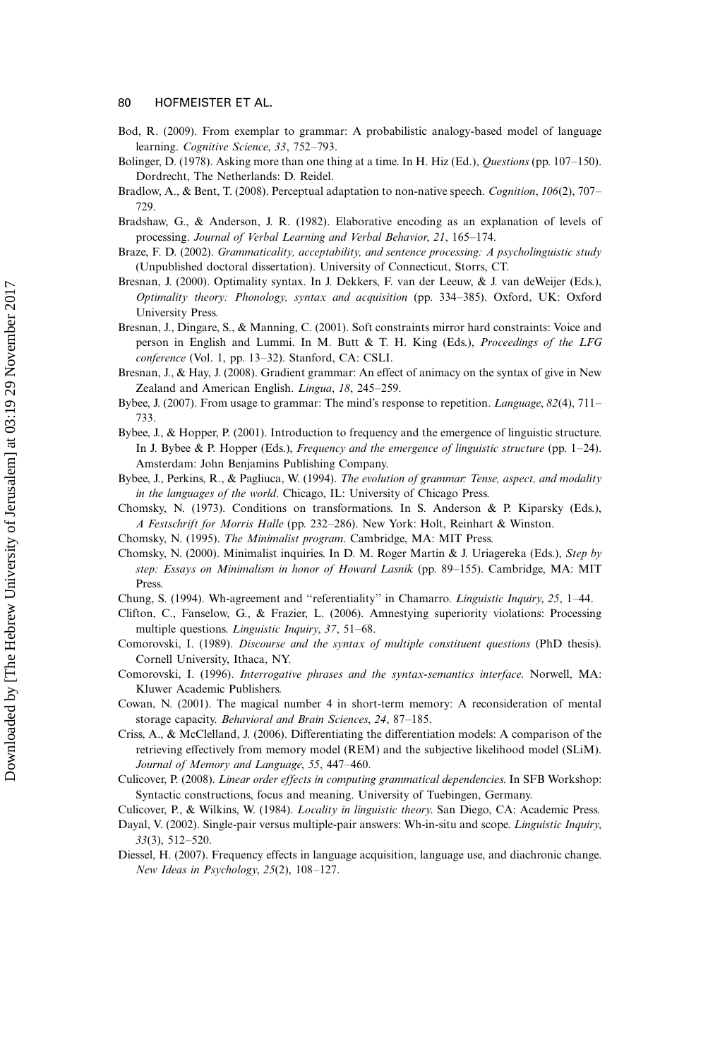Bod, R. (2009). From exemplar to grammar: A probabilistic analogy-based model of language learning. *Cognitive Science*, *33*, 752–793.

Bolinger, D. (1978). Asking more than one thing at a time. In H. Hiz (Ed.), *Questions* (pp. 107–150). Dordrecht, The Netherlands: D. Reidel.

Bradlow, A., & Bent, T. (2008). Perceptual adaptation to non-native speech. *Cognition*, *106*(2), 707–729.

Bradshaw, G., & Anderson, J. R. (1982). Elaborative encoding as an explanation of levels of processing. *Journal of Verbal Learning and Verbal Behavior*, *21*, 165–174.

Braze, F. D. (2002). *Grammaticality, acceptability, and sentence processing: A psycholinguistic study* (Unpublished doctoral dissertation). University of Connecticut, Storrs, CT.

Bresnan, J. (2000). Optimality syntax. In J. Dekkers, F. van der Leeuw, & J. van deWeijer (Eds.), *Optimality theory: Phonology, syntax and acquisition* (pp. 334–385). Oxford, UK: Oxford University Press.

Bresnan, J., Dingare, S., & Manning, C. (2001). Soft constraints mirror hard constraints: Voice and person in English and Lummi. In M. Butt & T. H. King (Eds.), *Proceedings of the LFG conference* (Vol. 1, pp. 13–32). Stanford, CA: CSLI.

Bresnan, J., & Hay, J. (2008). Gradient grammar: An effect of animacy on the syntax of give in New Zealand and American English. *Lingua*, *18*, 245–259.

Bybee, J. (2007). From usage to grammar: The mind's response to repetition. *Language*, *82*(4), 711–733.

Bybee, J., & Hopper, P. (2001). Introduction to frequency and the emergence of linguistic structure. In J. Bybee & P. Hopper (Eds.), *Frequency and the emergence of linguistic structure* (pp. 1–24). Amsterdam: John Benjamins Publishing Company.

Bybee, J., Perkins, R., & Pagliuca, W. (1994). *The evolution of grammar: Tense, aspect, and modality in the languages of the world*. Chicago, IL: University of Chicago Press.

Chomsky, N. (1973). Conditions on transformations. In S. Anderson & P. Kiparsky (Eds.), *A Festschrift for Morris Halle* (pp. 232–286). New York: Holt, Reinhart & Winston.

Chomsky, N. (1995). *The Minimalist program*. Cambridge, MA: MIT Press.

Chomsky, N. (2000). Minimalist inquiries. In D. M. Roger Martin & J. Uriagereka (Eds.), *Step by step: Essays on Minimalism in honor of Howard Lasnik* (pp. 89–155). Cambridge, MA: MIT Press.

Chung, S. (1994). Wh-agreement and "referentiality" in Chamarro. *Linguistic Inquiry*, *25*, 1–44.

Clifton, C., Fanselow, G., & Frazier, L. (2006). Amnestying superiority violations: Processing multiple questions. *Linguistic Inquiry*, *37*, 51–68.

Comorovski, I. (1989). *Discourse and the syntax of multiple constituent questions* (PhD thesis). Cornell University, Ithaca, NY.

Comorovski, I. (1996). *Interrogative phrases and the syntax-semantics interface*. Norwell, MA: Kluwer Academic Publishers.

Cowan, N. (2001). The magical number 4 in short-term memory: A reconsideration of mental storage capacity. *Behavioral and Brain Sciences*, *24*, 87–185.

Criss, A., & McClelland, J. (2006). Differentiating the differentiation models: A comparison of the retrieving effectively from memory model (REM) and the subjective likelihood model (SLiM). *Journal of Memory and Language*, *55*, 447–460.

Culicover, P. (2008). *Linear order effects in computing grammatical dependencies*. In SFB Workshop: Syntactic constructions, focus and meaning. University of Tuebingen, Germany.

Culicover, P., & Wilkins, W. (1984). *Locality in linguistic theory*. San Diego, CA: Academic Press.

Dayal, V. (2002). Single-pair versus multiple-pair answers: Wh-in-situ and scope. *Linguistic Inquiry*, *33*(3), 512–520.

Diessel, H. (2007). Frequency effects in language acquisition, language use, and diachronic change. *New Ideas in Psychology*, *25*(2), 108–127.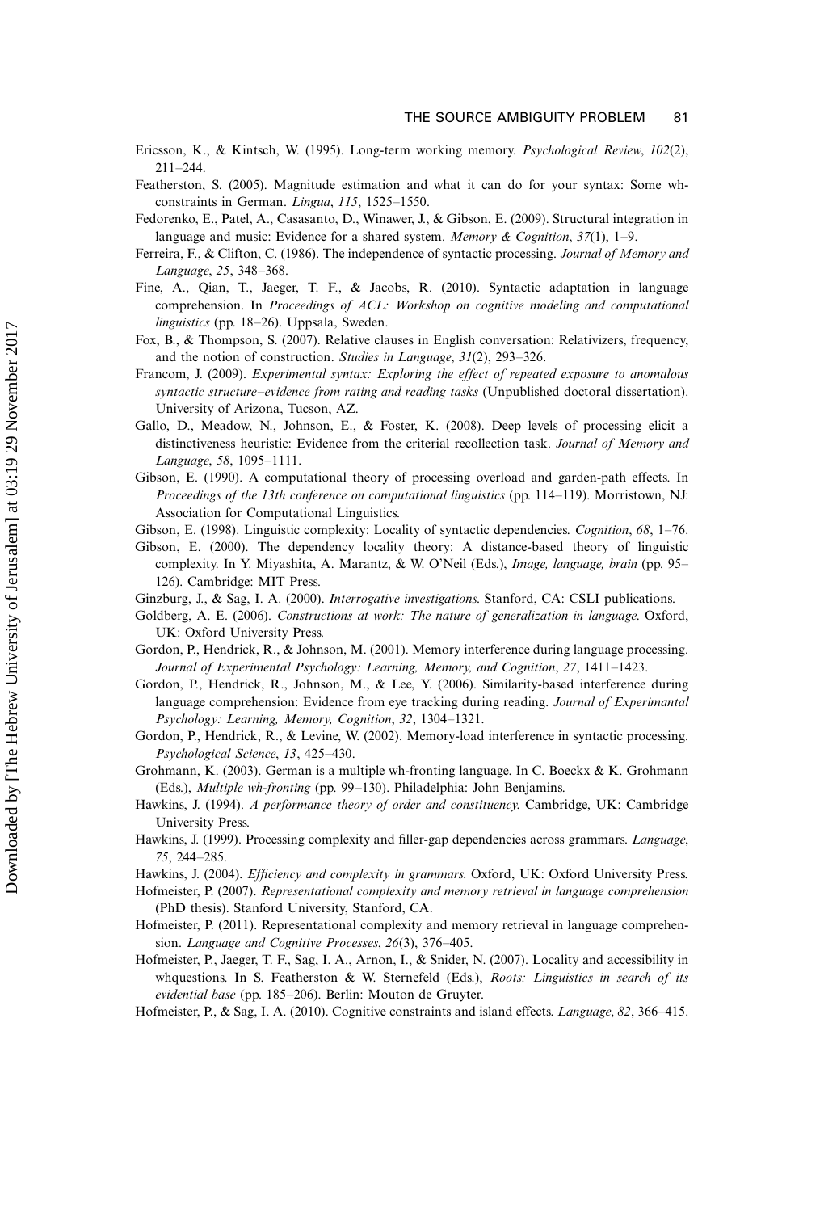Ericsson, K., & Kintsch, W. (1995). Long-term working memory. *Psychological Review*, *102*(2), 211–244.

Featherston, S. (2005). Magnitude estimation and what it can do for your syntax: Some wh-constraints in German. *Lingua*, *115*, 1525–1550.

Fedorenko, E., Patel, A., Casasanto, D., Winawer, J., & Gibson, E. (2009). Structural integration in language and music: Evidence for a shared system. *Memory & Cognition*, *37*(1), 1–9.

Ferreira, F., & Clifton, C. (1986). The independence of syntactic processing. *Journal of Memory and Language*, *25*, 348–368.

Fine, A., Qian, T., Jaeger, T. F., & Jacobs, R. (2010). Syntactic adaptation in language comprehension. In *Proceedings of ACL: Workshop on cognitive modeling and computational linguistics* (pp. 18–26). Uppsala, Sweden.

Fox, B., & Thompson, S. (2007). Relative clauses in English conversation: Relativizers, frequency, and the notion of construction. *Studies in Language*, *31*(2), 293–326.

Francom, J. (2009). *Experimental syntax: Exploring the effect of repeated exposure to anomalous syntactic structure–evidence from rating and reading tasks* (Unpublished doctoral dissertation). University of Arizona, Tucson, AZ.

Gallo, D., Meadow, N., Johnson, E., & Foster, K. (2008). Deep levels of processing elicit a distinctiveness heuristic: Evidence from the criterial recollection task. *Journal of Memory and Language*, *58*, 1095–1111.

Gibson, E. (1990). A computational theory of processing overload and garden-path effects. In *Proceedings of the 13th conference on computational linguistics* (pp. 114–119). Morristown, NJ: Association for Computational Linguistics.

Gibson, E. (1998). Linguistic complexity: Locality of syntactic dependencies. *Cognition*, *68*, 1–76.

Gibson, E. (2000). The dependency locality theory: A distance-based theory of linguistic complexity. In Y. Miyashita, A. Marantz, & W. O'Neil (Eds.), *Image, language, brain* (pp. 95–126). Cambridge: MIT Press.

Ginzburg, J., & Sag, I. A. (2000). *Interrogative investigations*. Stanford, CA: CSLI publications.

Goldberg, A. E. (2006). *Constructions at work: The nature of generalization in language*. Oxford, UK: Oxford University Press.

Gordon, P., Hendrick, R., & Johnson, M. (2001). Memory interference during language processing. *Journal of Experimental Psychology: Learning, Memory, and Cognition*, *27*, 1411–1423.

Gordon, P., Hendrick, R., Johnson, M., & Lee, Y. (2006). Similarity-based interference during language comprehension: Evidence from eye tracking during reading. *Journal of Experimantal Psychology: Learning, Memory, Cognition*, *32*, 1304–1321.

Gordon, P., Hendrick, R., & Levine, W. (2002). Memory-load interference in syntactic processing. *Psychological Science*, *13*, 425–430.

Grohmann, K. (2003). German is a multiple wh-fronting language. In C. Boeckx & K. Grohmann (Eds.), *Multiple wh-fronting* (pp. 99–130). Philadelphia: John Benjamins.

Hawkins, J. (1994). *A performance theory of order and constituency*. Cambridge, UK: Cambridge University Press.

Hawkins, J. (1999). Processing complexity and filler-gap dependencies across grammars. *Language*, *75*, 244–285.

Hawkins, J. (2004). *Efficiency and complexity in grammars*. Oxford, UK: Oxford University Press.

Hofmeister, P. (2007). *Representational complexity and memory retrieval in language comprehension* (PhD thesis). Stanford University, Stanford, CA.

Hofmeister, P. (2011). Representational complexity and memory retrieval in language comprehension. *Language and Cognitive Processes*, *26*(3), 376–405.

Hofmeister, P., Jaeger, T. F., Sag, I. A., Arnon, I., & Snider, N. (2007). Locality and accessibility in whquestions. In S. Featherston & W. Sternefeld (Eds.), *Roots: Linguistics in search of its evidential base* (pp. 185–206). Berlin: Mouton de Gruyter.

Hofmeister, P., & Sag, I. A. (2010). Cognitive constraints and island effects. *Language*, *82*, 366–415.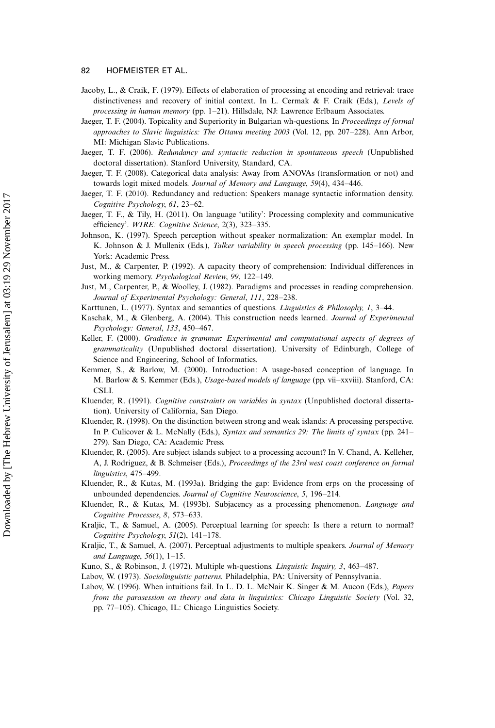Jacoby, L., & Craik, F. (1979). Effects of elaboration of processing at encoding and retrieval: trace distinctiveness and recovery of initial context. In L. Cermak & F. Craik (Eds.), *Levels of processing in human memory* (pp. 1–21). Hillsdale, NJ: Lawrence Erlbaum Associates.

Jaeger, T. F. (2004). Topicality and Superiority in Bulgarian wh-questions. In *Proceedings of formal approaches to Slavic linguistics: The Ottawa meeting 2003* (Vol. 12, pp. 207–228). Ann Arbor, MI: Michigan Slavic Publications.

Jaeger, T. F. (2006). *Redundancy and syntactic reduction in spontaneous speech* (Unpublished doctoral dissertation). Stanford University, Standard, CA.

Jaeger, T. F. (2008). Categorical data analysis: Away from ANOVAs (transformation or not) and towards logit mixed models. *Journal of Memory and Language*, *59*(4), 434–446.

Jaeger, T. F. (2010). Redundancy and reduction: Speakers manage syntactic information density. *Cognitive Psychology*, *61*, 23–62.

Jaeger, T. F., & Tily, H. (2011). On language 'utility': Processing complexity and communicative efficiency'. *WIRE: Cognitive Science*, 2(3), 323–335.

Johnson, K. (1997). Speech perception without speaker normalization: An exemplar model. In K. Johnson & J. Mullenix (Eds.), *Talker variability in speech processing* (pp. 145–166). New York: Academic Press.

Just, M., & Carpenter, P. (1992). A capacity theory of comprehension: Individual differences in working memory. *Psychological Review*, *99*, 122–149.

Just, M., Carpenter, P., & Woolley, J. (1982). Paradigms and processes in reading comprehension. *Journal of Experimental Psychology: General*, *111*, 228–238.

Karttunen, L. (1977). Syntax and semantics of questions. *Linguistics & Philosophy, 1*, 3–44.

Kaschak, M., & Glenberg, A. (2004). This construction needs learned. *Journal of Experimental Psychology: General*, *133*, 450–467.

Keller, F. (2000). *Gradience in grammar: Experimental and computational aspects of degrees of grammaticality* (Unpublished doctoral dissertation). University of Edinburgh, College of Science and Engineering, School of Informatics.

Kemmer, S., & Barlow, M. (2000). Introduction: A usage-based conception of language. In M. Barlow & S. Kemmer (Eds.), *Usage-based models of language* (pp. vii–xxviii). Stanford, CA: CSLI.

Kluender, R. (1991). *Cognitive constraints on variables in syntax* (Unpublished doctoral dissertation). University of California, San Diego.

Kluender, R. (1998). On the distinction between strong and weak islands: A processing perspective. In P. Culicover & L. McNally (Eds.), *Syntax and semantics 29: The limits of syntax* (pp. 241–279). San Diego, CA: Academic Press.

Kluender, R. (2005). Are subject islands subject to a processing account? In V. Chand, A. Kelleher, A, J. Rodriguez, & B. Schmeiser (Eds.), *Proceedings of the 23rd west coast conference on formal linguistics*, 475–499.

Kluender, R., & Kutas, M. (1993a). Bridging the gap: Evidence from erps on the processing of unbounded dependencies. *Journal of Cognitive Neuroscience*, *5*, 196–214.

Kluender, R., & Kutas, M. (1993b). Subjacency as a processing phenomenon. *Language and Cognitive Processes*, *8*, 573–633.

Kraljic, T., & Samuel, A. (2005). Perceptual learning for speech: Is there a return to normal? *Cognitive Psychology*, *51*(2), 141–178.

Kraljic, T., & Samuel, A. (2007). Perceptual adjustments to multiple speakers. *Journal of Memory and Language*, *56*(1), 1–15.

Kuno, S., & Robinson, J. (1972). Multiple wh-questions. *Linguistic Inquiry, 3*, 463–487.

Labov, W. (1973). *Sociolinguistic patterns*. Philadelphia, PA: University of Pennsylvania.

Labov, W. (1996). When intuitions fail. In L. D. L. McNair K. Singer & M. Aucon (Eds.), *Papers from the parasession on theory and data in linguistics: Chicago Linguistic Society* (Vol. 32, pp. 77–105). Chicago, IL: Chicago Linguistics Society.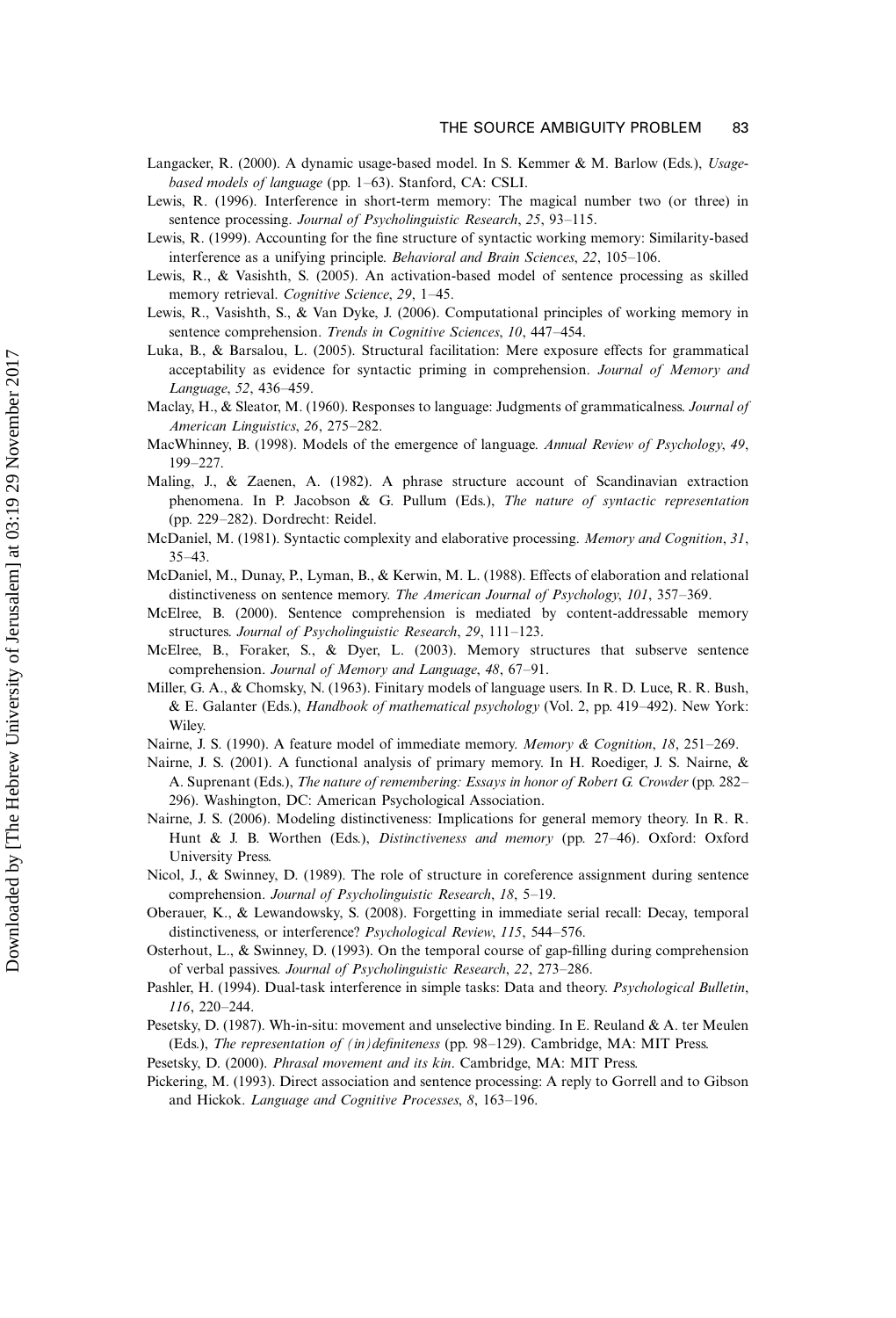Langacker, R. (2000). A dynamic usage-based model. In S. Kemmer & M. Barlow (Eds.), *Usage-based models of language* (pp. 1–63). Stanford, CA: CSLI.

Lewis, R. (1996). Interference in short-term memory: The magical number two (or three) in sentence processing. *Journal of Psycholinguistic Research*, *25*, 93–115.

Lewis, R. (1999). Accounting for the fine structure of syntactic working memory: Similarity-based interference as a unifying principle. *Behavioral and Brain Sciences*, *22*, 105–106.

Lewis, R., & Vasishth, S. (2005). An activation-based model of sentence processing as skilled memory retrieval. *Cognitive Science*, *29*, 1–45.

Lewis, R., Vasishth, S., & Van Dyke, J. (2006). Computational principles of working memory in sentence comprehension. *Trends in Cognitive Sciences*, *10*, 447–454.

Luka, B., & Barsalou, L. (2005). Structural facilitation: Mere exposure effects for grammatical acceptability as evidence for syntactic priming in comprehension. *Journal of Memory and Language*, *52*, 436–459.

Maclay, H., & Sleator, M. (1960). Responses to language: Judgments of grammaticalness. *Journal of American Linguistics*, *26*, 275–282.

MacWhinney, B. (1998). Models of the emergence of language. *Annual Review of Psychology*, *49*, 199–227.

Maling, J., & Zaenen, A. (1982). A phrase structure account of Scandinavian extraction phenomena. In P. Jacobson & G. Pullum (Eds.), *The nature of syntactic representation* (pp. 229–282). Dordrecht: Reidel.

McDaniel, M. (1981). Syntactic complexity and elaborative processing. *Memory and Cognition*, *31*, 35–43.

McDaniel, M., Dunay, P., Lyman, B., & Kerwin, M. L. (1988). Effects of elaboration and relational distinctiveness on sentence memory. *The American Journal of Psychology*, *101*, 357–369.

McElree, B. (2000). Sentence comprehension is mediated by content-addressable memory structures. *Journal of Psycholinguistic Research*, *29*, 111–123.

McElree, B., Foraker, S., & Dyer, L. (2003). Memory structures that subserve sentence comprehension. *Journal of Memory and Language*, *48*, 67–91.

Miller, G. A., & Chomsky, N. (1963). Finitary models of language users. In R. D. Luce, R. R. Bush, & E. Galanter (Eds.), *Handbook of mathematical psychology* (Vol. 2, pp. 419–492). New York: Wiley.

Nairne, J. S. (1990). A feature model of immediate memory. *Memory & Cognition*, *18*, 251–269.

Nairne, J. S. (2001). A functional analysis of primary memory. In H. Roediger, J. S. Nairne, & A. Suprenant (Eds.), *The nature of remembering: Essays in honor of Robert G. Crowder* (pp. 282–296). Washington, DC: American Psychological Association.

Nairne, J. S. (2006). Modeling distinctiveness: Implications for general memory theory. In R. R. Hunt & J. B. Worthen (Eds.), *Distinctiveness and memory* (pp. 27–46). Oxford: Oxford University Press.

Nicol, J., & Swinney, D. (1989). The role of structure in coreference assignment during sentence comprehension. *Journal of Psycholinguistic Research*, *18*, 5–19.

Oberauer, K., & Lewandowsky, S. (2008). Forgetting in immediate serial recall: Decay, temporal distinctiveness, or interference? *Psychological Review*, *115*, 544–576.

Osterhout, L., & Swinney, D. (1993). On the temporal course of gap-filling during comprehension of verbal passives. *Journal of Psycholinguistic Research*, *22*, 273–286.

Pashler, H. (1994). Dual-task interference in simple tasks: Data and theory. *Psychological Bulletin*, *116*, 220–244.

Pesetsky, D. (1987). Wh-in-situ: movement and unselective binding. In E. Reuland & A. ter Meulen (Eds.), *The representation of (in)definiteness* (pp. 98–129). Cambridge, MA: MIT Press.

Pesetsky, D. (2000). *Phrasal movement and its kin*. Cambridge, MA: MIT Press.

Pickering, M. (1993). Direct association and sentence processing: A reply to Gorrell and to Gibson and Hickok. *Language and Cognitive Processes*, *8*, 163–196.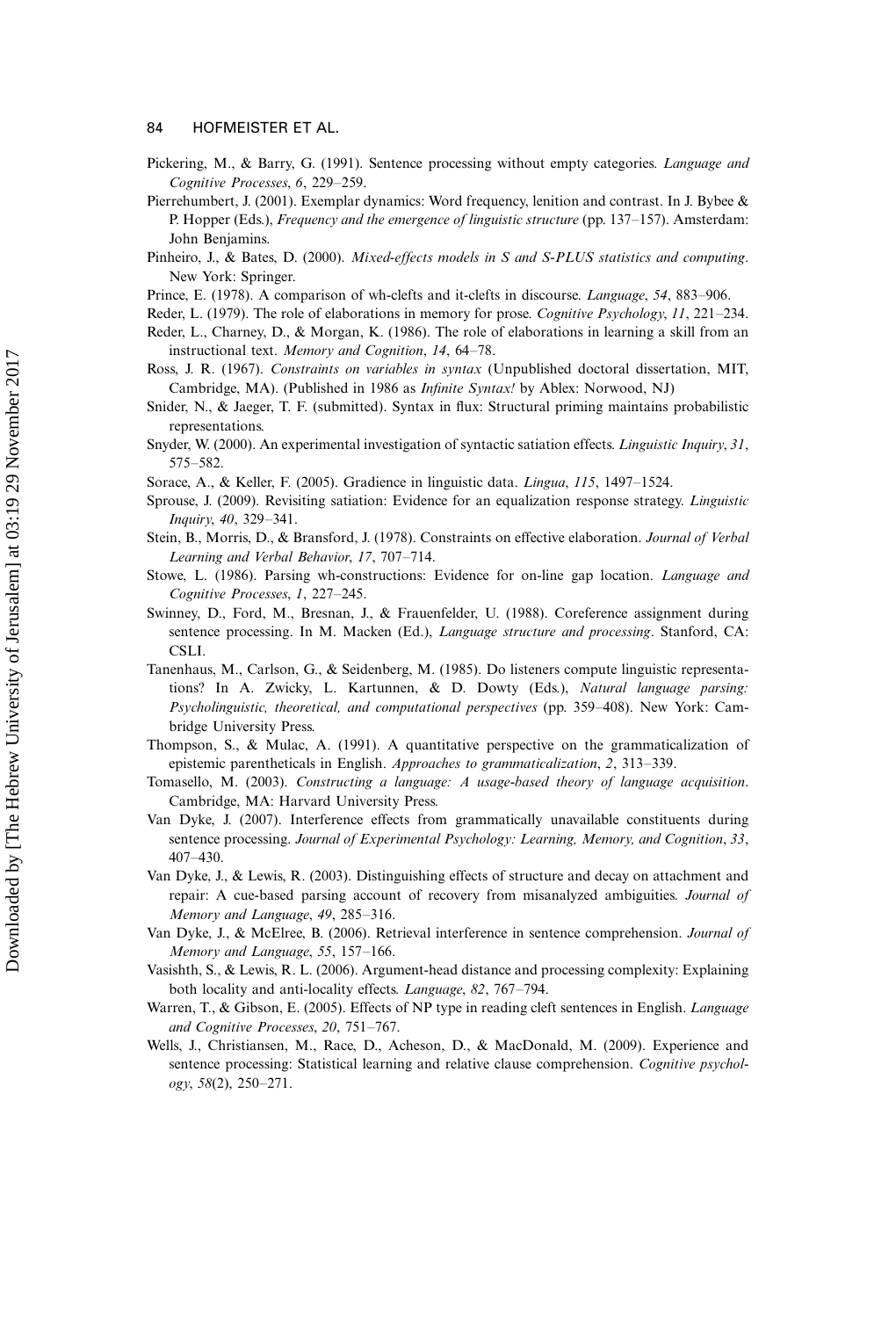Pickering, M., & Barry, G. (1991). Sentence processing without empty categories. *Language and Cognitive Processes*, *6*, 229–259.

Pierrehumbert, J. (2001). Exemplar dynamics: Word frequency, lenition and contrast. In J. Bybee & P. Hopper (Eds.), *Frequency and the emergence of linguistic structure* (pp. 137–157). Amsterdam: John Benjamins.

Pinheiro, J., & Bates, D. (2000). *Mixed-effects models in S and S-PLUS statistics and computing*. New York: Springer.

Prince, E. (1978). A comparison of wh-clefts and it-clefts in discourse. *Language*, *54*, 883–906.

Reder, L. (1979). The role of elaborations in memory for prose. *Cognitive Psychology*, *11*, 221–234.

Reder, L., Charney, D., & Morgan, K. (1986). The role of elaborations in learning a skill from an instructional text. *Memory and Cognition*, *14*, 64–78.

Ross, J. R. (1967). *Constraints on variables in syntax* (Unpublished doctoral dissertation, MIT, Cambridge, MA). (Published in 1986 as *Infinite Syntax!* by Ablex: Norwood, NJ)

Snider, N., & Jaeger, T. F. (submitted). Syntax in flux: Structural priming maintains probabilistic representations.

Snyder, W. (2000). An experimental investigation of syntactic satiation effects. *Linguistic Inquiry*, *31*, 575–582.

Sorace, A., & Keller, F. (2005). Gradience in linguistic data. *Lingua*, *115*, 1497–1524.

Sprouse, J. (2009). Revisiting satiation: Evidence for an equalization response strategy. *Linguistic Inquiry*, *40*, 329–341.

Stein, B., Morris, D., & Bransford, J. (1978). Constraints on effective elaboration. *Journal of Verbal Learning and Verbal Behavior*, *17*, 707–714.

Stowe, L. (1986). Parsing wh-constructions: Evidence for on-line gap location. *Language and Cognitive Processes*, *1*, 227–245.

Swinney, D., Ford, M., Bresnan, J., & Frauenfelder, U. (1988). Coreference assignment during sentence processing. In M. Macken (Ed.), *Language structure and processing*. Stanford, CA: CSLI.

Tanenhaus, M., Carlson, G., & Seidenberg, M. (1985). Do listeners compute linguistic representations? In A. Zwicky, L. Kartunnen, & D. Dowty (Eds.), *Natural language parsing: Psycholinguistic, theoretical, and computational perspectives* (pp. 359–408). New York: Cambridge University Press.

Thompson, S., & Mulac, A. (1991). A quantitative perspective on the grammaticalization of epistemic parentheticals in English. *Approaches to grammaticalization*, *2*, 313–339.

Tomasello, M. (2003). *Constructing a language: A usage-based theory of language acquisition*. Cambridge, MA: Harvard University Press.

Van Dyke, J. (2007). Interference effects from grammatically unavailable constituents during sentence processing. *Journal of Experimental Psychology: Learning, Memory, and Cognition*, *33*, 407–430.

Van Dyke, J., & Lewis, R. (2003). Distinguishing effects of structure and decay on attachment and repair: A cue-based parsing account of recovery from misanalyzed ambiguities. *Journal of Memory and Language*, *49*, 285–316.

Van Dyke, J., & McElree, B. (2006). Retrieval interference in sentence comprehension. *Journal of Memory and Language*, *55*, 157–166.

Vasishth, S., & Lewis, R. L. (2006). Argument-head distance and processing complexity: Explaining both locality and anti-locality effects. *Language*, *82*, 767–794.

Warren, T., & Gibson, E. (2005). Effects of NP type in reading cleft sentences in English. *Language and Cognitive Processes*, *20*, 751–767.

Wells, J., Christiansen, M., Race, D., Acheson, D., & MacDonald, M. (2009). Experience and sentence processing: Statistical learning and relative clause comprehension. *Cognitive psychology*, *58*(2), 250–271.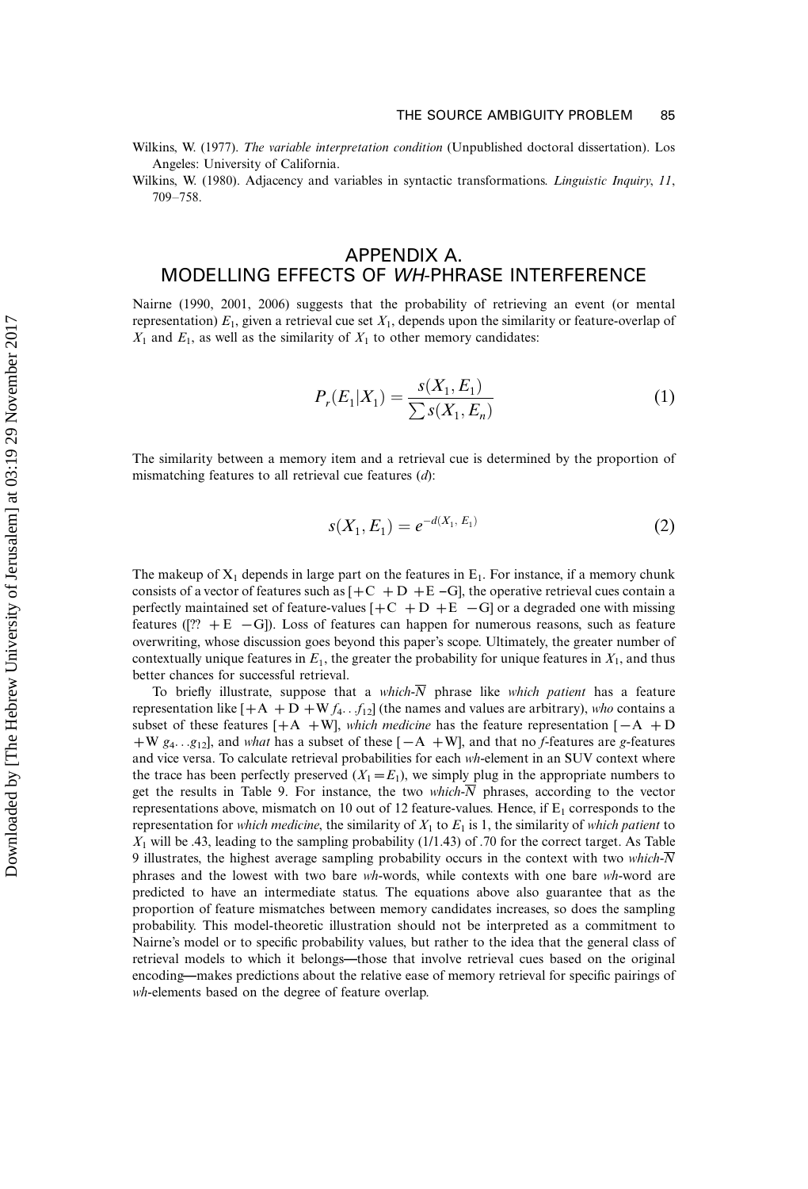Wilkins, W. (1977). *The variable interpretation condition* (Unpublished doctoral dissertation). Los Angeles: University of California.

Wilkins, W. (1980). Adjacency and variables in syntactic transformations. *Linguistic Inquiry*, *11*, 709–758.

## APPENDIX A. MODELLING EFFECTS OF *WH*-PHRASE INTERFERENCE

Nairne (1990, 2001, 2006) suggests that the probability of retrieving an event (or mental representation) $E_1$, given a retrieval cue set $X_1$, depends upon the similarity or feature-overlap of $X_1$ and $E_1$, as well as the similarity of $X_1$ to other memory candidates:

$$P_r(E_1|X_1) = \frac{s(X_1, E_1)}{\sum s(X_1, E_n)} \tag{1}$$

The similarity between a memory item and a retrieval cue is determined by the proportion of mismatching features to all retrieval cue features ($d$):

$$s(X_1, E_1) = e^{-d(X_1,\ E_1)} \tag{2}$$

The makeup of $X_1$ depends in large part on the features in $E_1$. For instance, if a memory chunk consists of a vector of features such as [+C +D +E −G], the operative retrieval cues contain a perfectly maintained set of feature-values [+C +D +E −G] or a degraded one with missing features ([?? +E −G]). Loss of features can happen for numerous reasons, such as feature overwriting, whose discussion goes beyond this paper's scope. Ultimately, the greater number of contextually unique features in $E_1$, the greater the probability for unique features in $X_1$, and thus better chances for successful retrieval.

To briefly illustrate, suppose that a *which-$\overline{N}$* phrase like *which patient* has a feature representation like [+A +D +W $f_4 \ldots f_{12}$] (the names and values are arbitrary), *who* contains a subset of these features [+A +W], *which medicine* has the feature representation [−A +D +W $g_4 \ldots g_{12}$], and *what* has a subset of these [−A +W], and that no *f*-features are *g*-features and vice versa. To calculate retrieval probabilities for each *wh*-element in an SUV context where the trace has been perfectly preserved ($X_1 = E_1$), we simply plug in the appropriate numbers to get the results in Table 9. For instance, the two *which-$\overline{N}$* phrases, according to the vector representations above, mismatch on 10 out of 12 feature-values. Hence, if $E_1$ corresponds to the representation for *which medicine*, the similarity of $X_1$ to $E_1$ is 1, the similarity of *which patient* to $X_1$ will be .43, leading to the sampling probability (1/1.43) of .70 for the correct target. As Table 9 illustrates, the highest average sampling probability occurs in the context with two *which-$\overline{N}$* phrases and the lowest with two bare *wh*-words, while contexts with one bare *wh*-word are predicted to have an intermediate status. The equations above also guarantee that as the proportion of feature mismatches between memory candidates increases, so does the sampling probability. This model-theoretic illustration should not be interpreted as a commitment to Nairne's model or to specific probability values, but rather to the idea that the general class of retrieval models to which it belongs—those that involve retrieval cues based on the original encoding—makes predictions about the relative ease of memory retrieval for specific pairings of *wh*-elements based on the degree of feature overlap.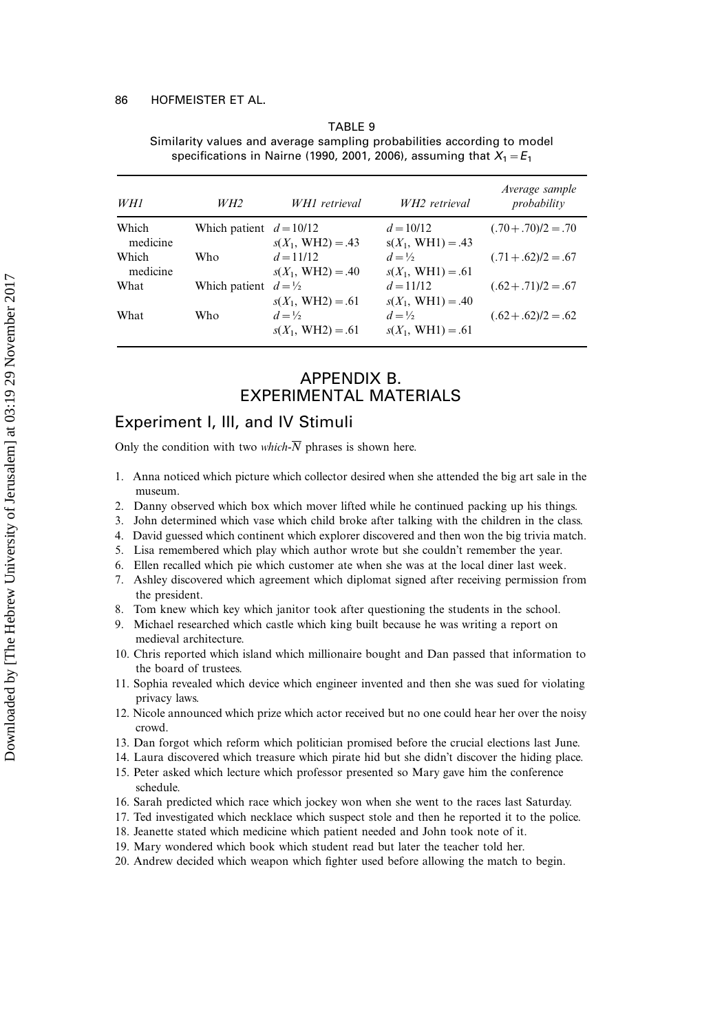TABLE 9

Similarity values and average sampling probabilities according to model specifications in Nairne (1990, 2001, 2006), assuming that $X_1 = E_1$

| *WH1* | *WH2* | *WH1 retrieval* | *WH2 retrieval* | *Average sample probability* |
|---|---|---|---|---|
| Which medicine | Which patient | $d = 10/12$ <br> $s(X_1, \text{WH2}) = .43$ | $d = 10/12$ <br> $s(X_1, \text{WH1}) = .43$ | $(.70 + .70)/2 = .70$ |
| Which medicine | Who | $d = 11/12$ <br> $s(X_1, \text{WH2}) = .40$ | $d = ½$ <br> $s(X_1, \text{WH1}) = .61$ | $(.71 + .62)/2 = .67$ |
| What | Which patient | $d = ½$ <br> $s(X_1, \text{WH2}) = .61$ | $d = 11/12$ <br> $s(X_1, \text{WH1}) = .40$ | $(.62 + .71)/2 = .67$ |
| What | Who | $d = ½$ <br> $s(X_1, \text{WH2}) = .61$ | $d = ½$ <br> $s(X_1, \text{WH1}) = .61$ | $(.62 + .62)/2 = .62$ |

# APPENDIX B. EXPERIMENTAL MATERIALS

## Experiment I, III, and IV Stimuli

Only the condition with two *which*-$\overline{N}$ phrases is shown here.

1. Anna noticed which picture which collector desired when she attended the big art sale in the museum.
2. Danny observed which box which mover lifted while he continued packing up his things.
3. John determined which vase which child broke after talking with the children in the class.
4. David guessed which continent which explorer discovered and then won the big trivia match.
5. Lisa remembered which play which author wrote but she couldn't remember the year.
6. Ellen recalled which pie which customer ate when she was at the local diner last week.
7. Ashley discovered which agreement which diplomat signed after receiving permission from the president.
8. Tom knew which key which janitor took after questioning the students in the school.
9. Michael researched which castle which king built because he was writing a report on medieval architecture.
10. Chris reported which island which millionaire bought and Dan passed that information to the board of trustees.
11. Sophia revealed which device which engineer invented and then she was sued for violating privacy laws.
12. Nicole announced which prize which actor received but no one could hear her over the noisy crowd.
13. Dan forgot which reform which politician promised before the crucial elections last June.
14. Laura discovered which treasure which pirate hid but she didn't discover the hiding place.
15. Peter asked which lecture which professor presented so Mary gave him the conference schedule.
16. Sarah predicted which race which jockey won when she went to the races last Saturday.
17. Ted investigated which necklace which suspect stole and then he reported it to the police.
18. Jeanette stated which medicine which patient needed and John took note of it.
19. Mary wondered which book which student read but later the teacher told her.
20. Andrew decided which weapon which fighter used before allowing the match to begin.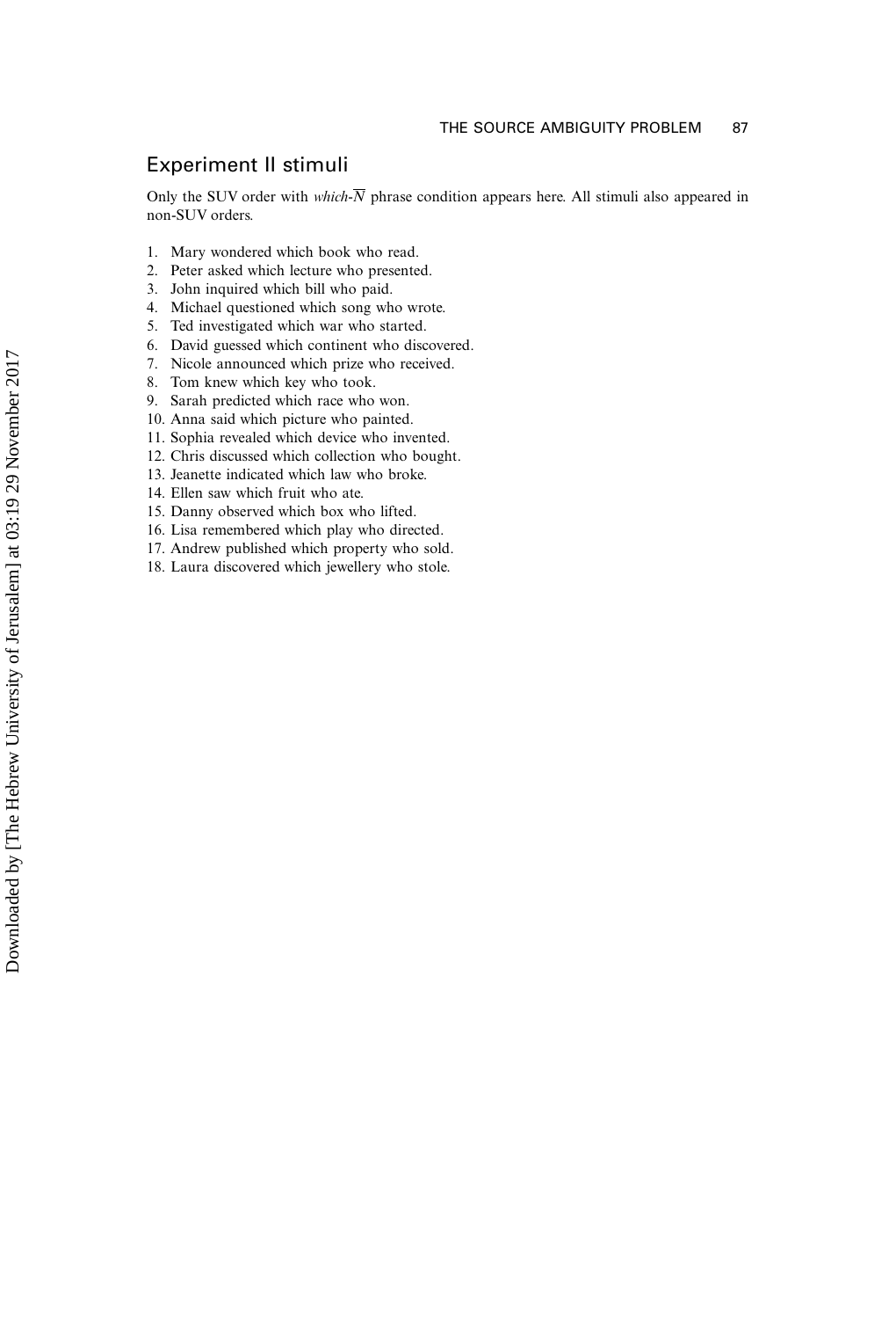## Experiment II stimuli

Only the SUV order with *which*-$\overline{N}$ phrase condition appears here. All stimuli also appeared in non-SUV orders.

1. Mary wondered which book who read.
2. Peter asked which lecture who presented.
3. John inquired which bill who paid.
4. Michael questioned which song who wrote.
5. Ted investigated which war who started.
6. David guessed which continent who discovered.
7. Nicole announced which prize who received.
8. Tom knew which key who took.
9. Sarah predicted which race who won.
10. Anna said which picture who painted.
11. Sophia revealed which device who invented.
12. Chris discussed which collection who bought.
13. Jeanette indicated which law who broke.
14. Ellen saw which fruit who ate.
15. Danny observed which box who lifted.
16. Lisa remembered which play who directed.
17. Andrew published which property who sold.
18. Laura discovered which jewellery who stole.